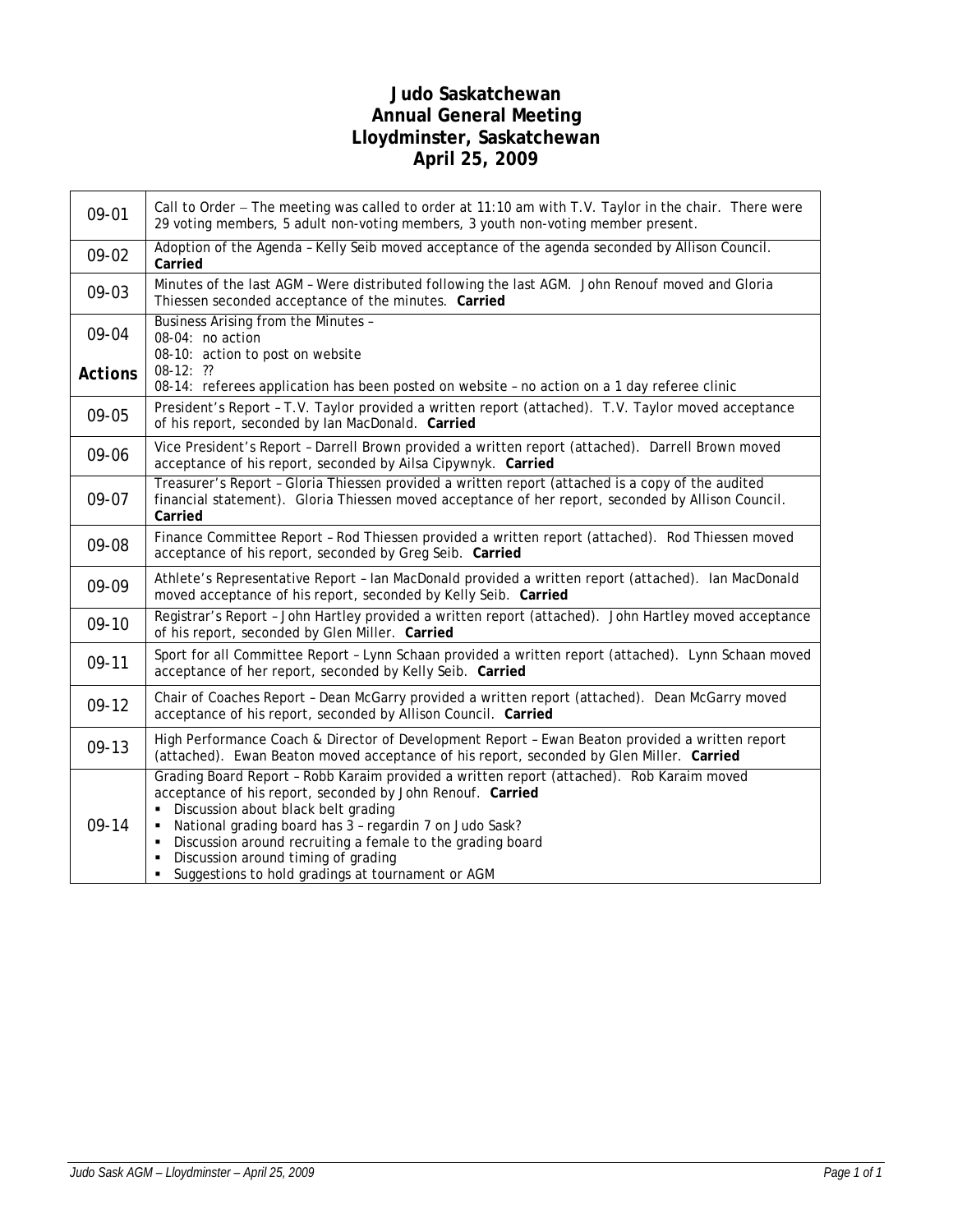# Judo Saskatchewan
# Annual General Meeting
# Lloydminster, Saskatchewan
# April 25, 2009

| | |
|---|---|
| 09-01 | Call to Order – The meeting was called to order at 11:10 am with T.V. Taylor in the chair. There were 29 voting members, 5 adult non-voting members, 3 youth non-voting member present. |
| 09-02 | Adoption of the Agenda – Kelly Seib moved acceptance of the agenda seconded by Allison Council. **Carried** |
| 09-03 | Minutes of the last AGM – Were distributed following the last AGM. John Renouf moved and Gloria Thiessen seconded acceptance of the minutes. **Carried** |
| 09-04<br><br>**Actions** | Business Arising from the Minutes –<br>08-04: no action<br>08-10: action to post on website<br>08-12: ??<br>08-14: referees application has been posted on website – no action on a 1 day referee clinic |
| 09-05 | President's Report – T.V. Taylor provided a written report (attached). T.V. Taylor moved acceptance of his report, seconded by Ian MacDonald. **Carried** |
| 09-06 | Vice President's Report – Darrell Brown provided a written report (attached). Darrell Brown moved acceptance of his report, seconded by Ailsa Cipywnyk. **Carried** |
| 09-07 | Treasurer's Report – Gloria Thiessen provided a written report (attached is a copy of the audited financial statement). Gloria Thiessen moved acceptance of her report, seconded by Allison Council. **Carried** |
| 09-08 | Finance Committee Report – Rod Thiessen provided a written report (attached). Rod Thiessen moved acceptance of his report, seconded by Greg Seib. **Carried** |
| 09-09 | Athlete's Representative Report – Ian MacDonald provided a written report (attached). Ian MacDonald moved acceptance of his report, seconded by Kelly Seib. **Carried** |
| 09-10 | Registrar's Report – John Hartley provided a written report (attached). John Hartley moved acceptance of his report, seconded by Glen Miller. **Carried** |
| 09-11 | Sport for all Committee Report – Lynn Schaan provided a written report (attached). Lynn Schaan moved acceptance of her report, seconded by Kelly Seib. **Carried** |
| 09-12 | Chair of Coaches Report – Dean McGarry provided a written report (attached). Dean McGarry moved acceptance of his report, seconded by Allison Council. **Carried** |
| 09-13 | High Performance Coach & Director of Development Report – Ewan Beaton provided a written report (attached). Ewan Beaton moved acceptance of his report, seconded by Glen Miller. **Carried** |
| 09-14 | Grading Board Report – Robb Karaim provided a written report (attached). Rob Karaim moved acceptance of his report, seconded by John Renouf. **Carried**<br>▪ Discussion about black belt grading<br>▪ National grading board has 3 – regardin 7 on Judo Sask?<br>▪ Discussion around recruiting a female to the grading board<br>▪ Discussion around timing of grading<br>▪ Suggestions to hold gradings at tournament or AGM |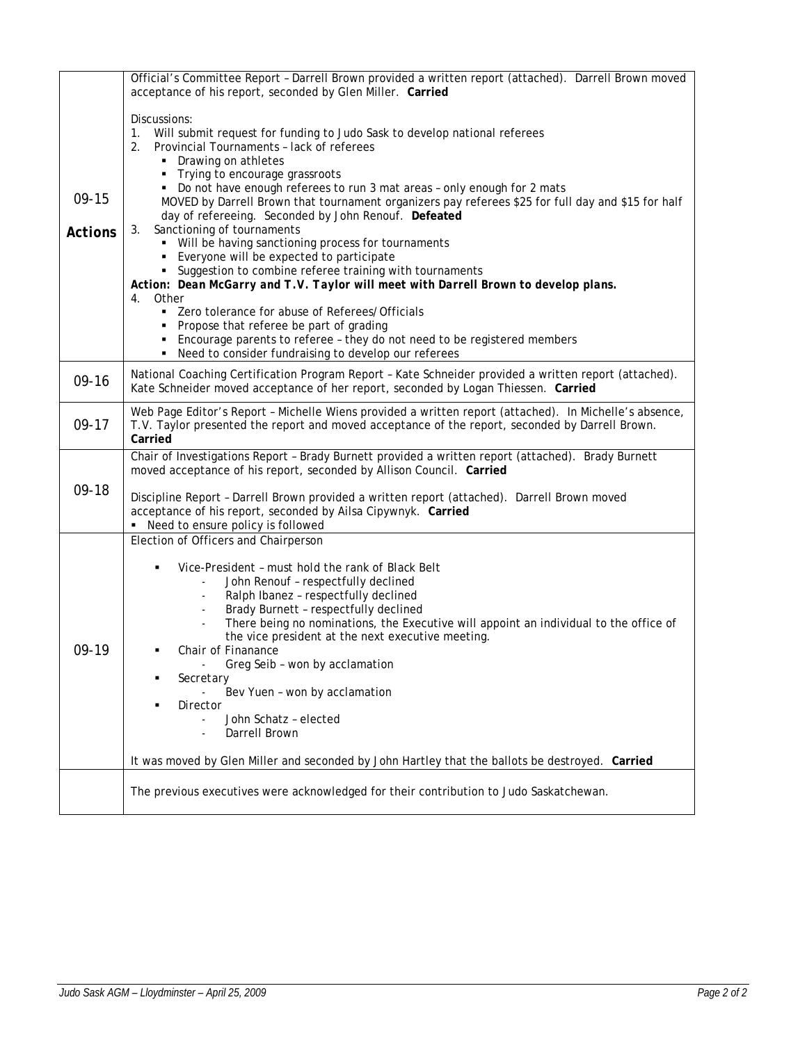| | |
|---|---|
| 09-15<br><br>**Actions** | Official's Committee Report – Darrell Brown provided a written report (attached). Darrell Brown moved acceptance of his report, seconded by Glen Miller. **Carried**<br><br>Discussions:<br>1. Will submit request for funding to Judo Sask to develop national referees<br>2. Provincial Tournaments – lack of referees<br>▪ Drawing on athletes<br>▪ Trying to encourage grassroots<br>▪ Do not have enough referees to run 3 mat areas – only enough for 2 mats<br>MOVED by Darrell Brown that tournament organizers pay referees $25 for full day and $15 for half day of refereeing. Seconded by John Renouf. **Defeated**<br>3. Sanctioning of tournaments<br>▪ Will be having sanctioning process for tournaments<br>▪ Everyone will be expected to participate<br>▪ Suggestion to combine referee training with tournaments<br>***Action: Dean McGarry and T.V. Taylor will meet with Darrell Brown to develop plans.***<br>4. Other<br>▪ Zero tolerance for abuse of Referees/Officials<br>▪ Propose that referee be part of grading<br>▪ Encourage parents to referee – they do not need to be registered members<br>▪ Need to consider fundraising to develop our referees |
| 09-16 | National Coaching Certification Program Report – Kate Schneider provided a written report (attached). Kate Schneider moved acceptance of her report, seconded by Logan Thiessen. **Carried** |
| 09-17 | Web Page Editor's Report – Michelle Wiens provided a written report (attached). In Michelle's absence, T.V. Taylor presented the report and moved acceptance of the report, seconded by Darrell Brown. **Carried** |
| 09-18 | Chair of Investigations Report – Brady Burnett provided a written report (attached). Brady Burnett moved acceptance of his report, seconded by Allison Council. **Carried**<br><br>Discipline Report – Darrell Brown provided a written report (attached). Darrell Brown moved acceptance of his report, seconded by Ailsa Cipywnyk. **Carried**<br>▪ Need to ensure policy is followed |
| 09-19 | Election of Officers and Chairperson<br><br>▪ Vice-President – must hold the rank of Black Belt<br>- John Renouf – respectfully declined<br>- Ralph Ibanez – respectfully declined<br>- Brady Burnett – respectfully declined<br>- There being no nominations, the Executive will appoint an individual to the office of the vice president at the next executive meeting.<br>▪ Chair of Finanance<br>- Greg Seib – won by acclamation<br>▪ Secretary<br>- Bev Yuen – won by acclamation<br>▪ Director<br>- John Schatz – elected<br>- Darrell Brown<br><br>It was moved by Glen Miller and seconded by John Hartley that the ballots be destroyed. **Carried** |
| | The previous executives were acknowledged for their contribution to Judo Saskatchewan. |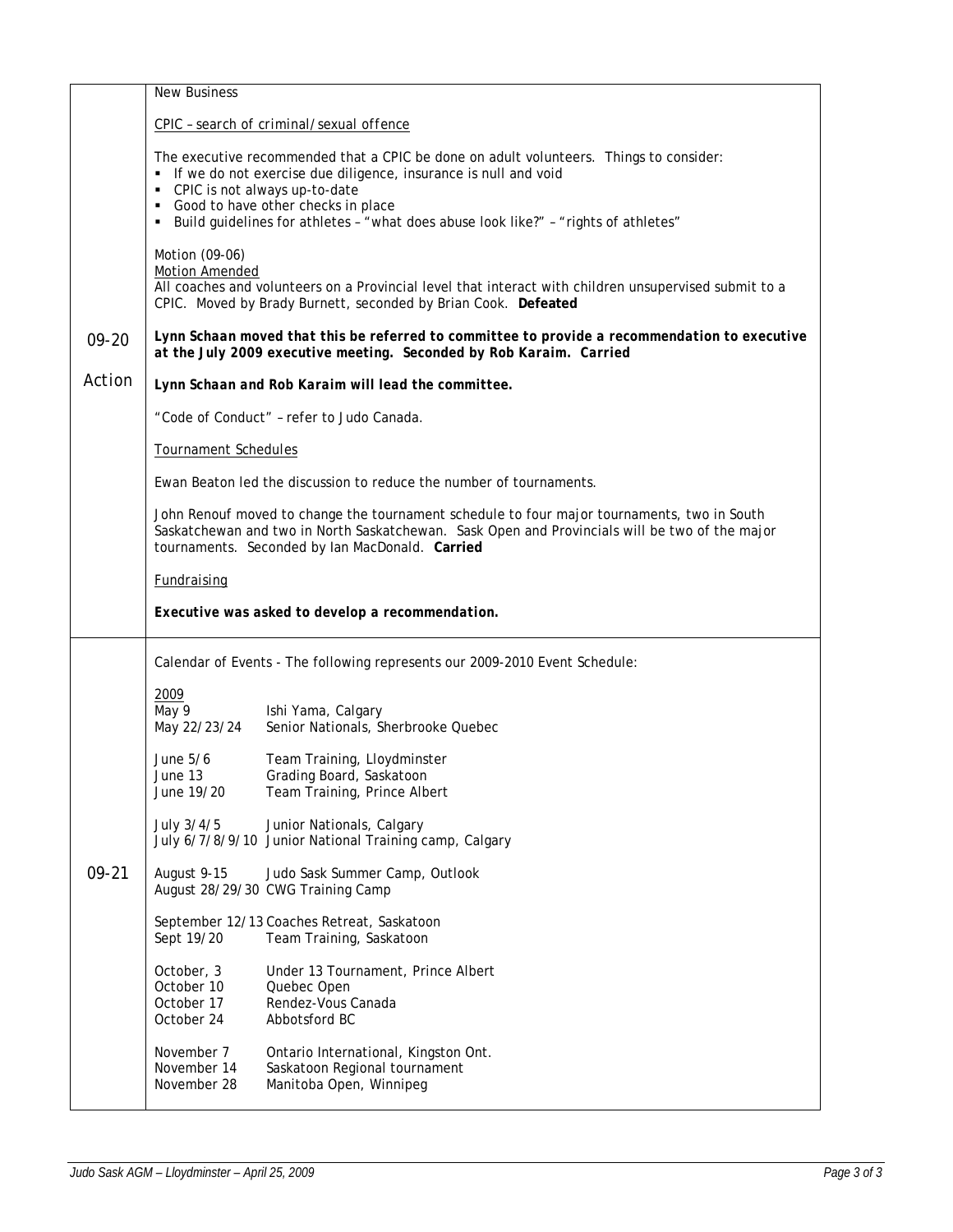| | |
|---|---|
| | New Business<br><br><u>CPIC – search of criminal/sexual offence</u><br><br>The executive recommended that a CPIC be done on adult volunteers. Things to consider:<br>▪ If we do not exercise due diligence, insurance is null and void<br>▪ CPIC is not always up-to-date<br>▪ Good to have other checks in place<br>▪ Build guidelines for athletes – "what does abuse look like?" – "rights of athletes"<br><br>Motion (09-06)<br><u>Motion Amended</u><br>All coaches and volunteers on a Provincial level that interact with children unsupervised submit to a CPIC. Moved by Brady Burnett, seconded by Brian Cook. **Defeated** |
| 09-20 | ***Lynn Schaan moved that this be referred to committee to provide a recommendation to executive at the July 2009 executive meeting. Seconded by Rob Karaim. Carried*** |
| Action | ***Lynn Schaan and Rob Karaim will lead the committee.***<br><br>"Code of Conduct" – refer to Judo Canada.<br><br><u>Tournament Schedules</u><br><br>Ewan Beaton led the discussion to reduce the number of tournaments.<br><br>John Renouf moved to change the tournament schedule to four major tournaments, two in South Saskatchewan and two in North Saskatchewan. Sask Open and Provincials will be two of the major tournaments. Seconded by Ian MacDonald. **Carried**<br><br><u>Fundraising</u><br><br>***Executive was asked to develop a recommendation.*** |
| 09-21 | Calendar of Events - The following represents our 2009-2010 Event Schedule:<br><br><u>2009</u><br>May 9 — Ishi Yama, Calgary<br>May 22/23/24 — Senior Nationals, Sherbrooke Quebec<br><br>June 5/6 — Team Training, Lloydminster<br>June 13 — Grading Board, Saskatoon<br>June 19/20 — Team Training, Prince Albert<br><br>July 3/4/5 — Junior Nationals, Calgary<br>July 6/7/8/9/10 — Junior National Training camp, Calgary<br><br>August 9-15 — Judo Sask Summer Camp, Outlook<br>August 28/29/30 — CWG Training Camp<br><br>September 12/13 — Coaches Retreat, Saskatoon<br>Sept 19/20 — Team Training, Saskatoon<br><br>October, 3 — Under 13 Tournament, Prince Albert<br>October 10 — Quebec Open<br>October 17 — Rendez-Vous Canada<br>October 24 — Abbotsford BC<br><br>November 7 — Ontario International, Kingston Ont.<br>November 14 — Saskatoon Regional tournament<br>November 28 — Manitoba Open, Winnipeg |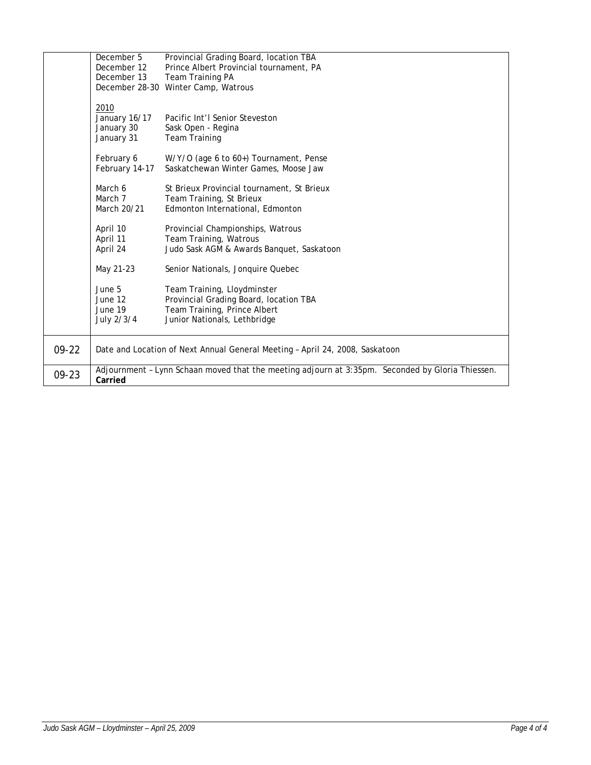| | |
|---|---|
| | December 5 — Provincial Grading Board, location TBA<br>December 12 — Prince Albert Provincial tournament, PA<br>December 13 — Team Training PA<br>December 28-30 — Winter Camp, Watrous<br><br><u>2010</u><br>January 16/17 — Pacific Int'l Senior Steveston<br>January 30 — Sask Open - Regina<br>January 31 — Team Training<br><br>February 6 — W/Y/O (age 6 to 60+) Tournament, Pense<br>February 14-17 — Saskatchewan Winter Games, Moose Jaw<br><br>March 6 — St Brieux Provincial tournament, St Brieux<br>March 7 — Team Training, St Brieux<br>March 20/21 — Edmonton International, Edmonton<br><br>April 10 — Provincial Championships, Watrous<br>April 11 — Team Training, Watrous<br>April 24 — Judo Sask AGM & Awards Banquet, Saskatoon<br><br>May 21-23 — Senior Nationals, Jonquire Quebec<br><br>June 5 — Team Training, Lloydminster<br>June 12 — Provincial Grading Board, location TBA<br>June 19 — Team Training, Prince Albert<br>July 2/3/4 — Junior Nationals, Lethbridge |
| 09-22 | Date and Location of Next Annual General Meeting – April 24, 2008, Saskatoon |
| 09-23 | Adjournment – Lynn Schaan moved that the meeting adjourn at 3:35pm. Seconded by Gloria Thiessen. **Carried** |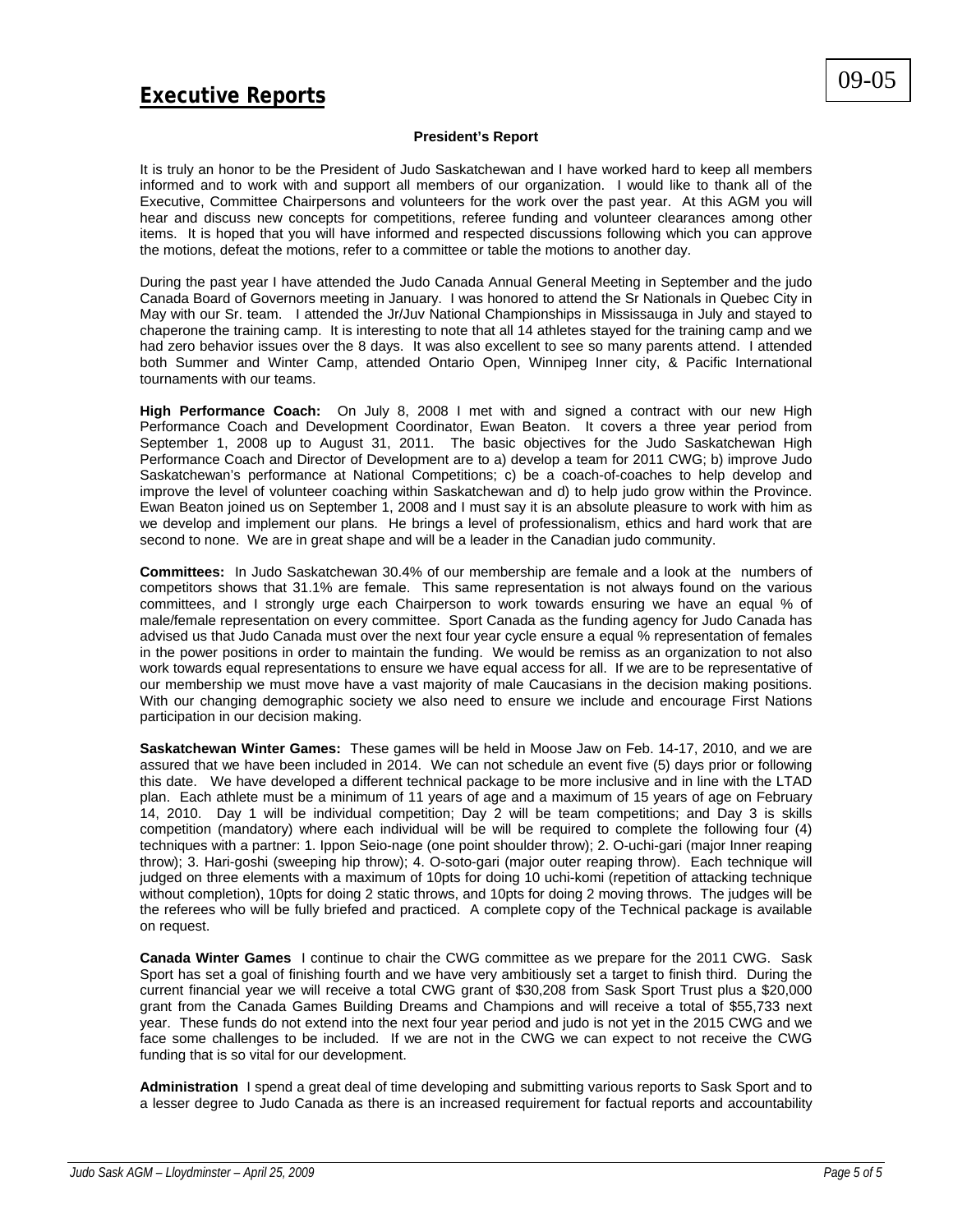# Executive Reports

09-05

**President's Report**

It is truly an honor to be the President of Judo Saskatchewan and I have worked hard to keep all members informed and to work with and support all members of our organization. I would like to thank all of the Executive, Committee Chairpersons and volunteers for the work over the past year. At this AGM you will hear and discuss new concepts for competitions, referee funding and volunteer clearances among other items. It is hoped that you will have informed and respected discussions following which you can approve the motions, defeat the motions, refer to a committee or table the motions to another day.

During the past year I have attended the Judo Canada Annual General Meeting in September and the judo Canada Board of Governors meeting in January. I was honored to attend the Sr Nationals in Quebec City in May with our Sr. team. I attended the Jr/Juv National Championships in Mississauga in July and stayed to chaperone the training camp. It is interesting to note that all 14 athletes stayed for the training camp and we had zero behavior issues over the 8 days. It was also excellent to see so many parents attend. I attended both Summer and Winter Camp, attended Ontario Open, Winnipeg Inner city, & Pacific International tournaments with our teams.

**High Performance Coach:** On July 8, 2008 I met with and signed a contract with our new High Performance Coach and Development Coordinator, Ewan Beaton. It covers a three year period from September 1, 2008 up to August 31, 2011. The basic objectives for the Judo Saskatchewan High Performance Coach and Director of Development are to a) develop a team for 2011 CWG; b) improve Judo Saskatchewan's performance at National Competitions; c) be a coach-of-coaches to help develop and improve the level of volunteer coaching within Saskatchewan and d) to help judo grow within the Province. Ewan Beaton joined us on September 1, 2008 and I must say it is an absolute pleasure to work with him as we develop and implement our plans. He brings a level of professionalism, ethics and hard work that are second to none. We are in great shape and will be a leader in the Canadian judo community.

**Committees:** In Judo Saskatchewan 30.4% of our membership are female and a look at the numbers of competitors shows that 31.1% are female. This same representation is not always found on the various committees, and I strongly urge each Chairperson to work towards ensuring we have an equal % of male/female representation on every committee. Sport Canada as the funding agency for Judo Canada has advised us that Judo Canada must over the next four year cycle ensure a equal % representation of females in the power positions in order to maintain the funding. We would be remiss as an organization to not also work towards equal representations to ensure we have equal access for all. If we are to be representative of our membership we must move have a vast majority of male Caucasians in the decision making positions. With our changing demographic society we also need to ensure we include and encourage First Nations participation in our decision making.

**Saskatchewan Winter Games:** These games will be held in Moose Jaw on Feb. 14-17, 2010, and we are assured that we have been included in 2014. We can not schedule an event five (5) days prior or following this date. We have developed a different technical package to be more inclusive and in line with the LTAD plan. Each athlete must be a minimum of 11 years of age and a maximum of 15 years of age on February 14, 2010. Day 1 will be individual competition; Day 2 will be team competitions; and Day 3 is skills competition (mandatory) where each individual will be will be required to complete the following four (4) techniques with a partner: 1. Ippon Seio-nage (one point shoulder throw); 2. O-uchi-gari (major Inner reaping throw); 3. Hari-goshi (sweeping hip throw); 4. O-soto-gari (major outer reaping throw). Each technique will judged on three elements with a maximum of 10pts for doing 10 uchi-komi (repetition of attacking technique without completion), 10pts for doing 2 static throws, and 10pts for doing 2 moving throws. The judges will be the referees who will be fully briefed and practiced. A complete copy of the Technical package is available on request.

**Canada Winter Games** I continue to chair the CWG committee as we prepare for the 2011 CWG. Sask Sport has set a goal of finishing fourth and we have very ambitiously set a target to finish third. During the current financial year we will receive a total CWG grant of $30,208 from Sask Sport Trust plus a $20,000 grant from the Canada Games Building Dreams and Champions and will receive a total of $55,733 next year. These funds do not extend into the next four year period and judo is not yet in the 2015 CWG and we face some challenges to be included. If we are not in the CWG we can expect to not receive the CWG funding that is so vital for our development.

**Administration** I spend a great deal of time developing and submitting various reports to Sask Sport and to a lesser degree to Judo Canada as there is an increased requirement for factual reports and accountability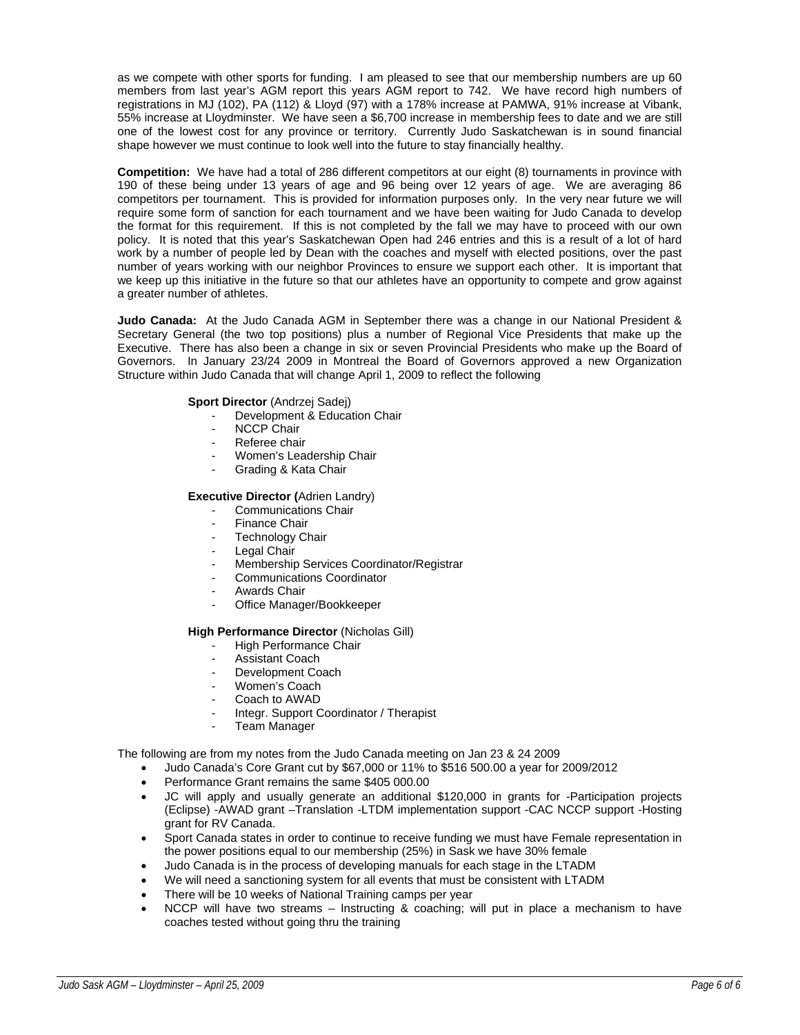as we compete with other sports for funding. I am pleased to see that our membership numbers are up 60 members from last year's AGM report this years AGM report to 742. We have record high numbers of registrations in MJ (102), PA (112) & Lloyd (97) with a 178% increase at PAMWA, 91% increase at Vibank, 55% increase at Lloydminster. We have seen a $6,700 increase in membership fees to date and we are still one of the lowest cost for any province or territory. Currently Judo Saskatchewan is in sound financial shape however we must continue to look well into the future to stay financially healthy.

**Competition:** We have had a total of 286 different competitors at our eight (8) tournaments in province with 190 of these being under 13 years of age and 96 being over 12 years of age. We are averaging 86 competitors per tournament. This is provided for information purposes only. In the very near future we will require some form of sanction for each tournament and we have been waiting for Judo Canada to develop the format for this requirement. If this is not completed by the fall we may have to proceed with our own policy. It is noted that this year's Saskatchewan Open had 246 entries and this is a result of a lot of hard work by a number of people led by Dean with the coaches and myself with elected positions, over the past number of years working with our neighbor Provinces to ensure we support each other. It is important that we keep up this initiative in the future so that our athletes have an opportunity to compete and grow against a greater number of athletes.

**Judo Canada:** At the Judo Canada AGM in September there was a change in our National President & Secretary General (the two top positions) plus a number of Regional Vice Presidents that make up the Executive. There has also been a change in six or seven Provincial Presidents who make up the Board of Governors. In January 23/24 2009 in Montreal the Board of Governors approved a new Organization Structure within Judo Canada that will change April 1, 2009 to reflect the following

**Sport Director** (Andrzej Sadej)
- Development & Education Chair
- NCCP Chair
- Referee chair
- Women's Leadership Chair
- Grading & Kata Chair

**Executive Director (**Adrien Landry)
- Communications Chair
- Finance Chair
- Technology Chair
- Legal Chair
- Membership Services Coordinator/Registrar
- Communications Coordinator
- Awards Chair
- Office Manager/Bookkeeper

**High Performance Director** (Nicholas Gill)
- High Performance Chair
- Assistant Coach
- Development Coach
- Women's Coach
- Coach to AWAD
- Integr. Support Coordinator / Therapist
- Team Manager

The following are from my notes from the Judo Canada meeting on Jan 23 & 24 2009

- Judo Canada's Core Grant cut by $67,000 or 11% to $516 500.00 a year for 2009/2012
- Performance Grant remains the same $405 000.00
- JC will apply and usually generate an additional $120,000 in grants for -Participation projects (Eclipse) -AWAD grant –Translation -LTDM implementation support -CAC NCCP support -Hosting grant for RV Canada.
- Sport Canada states in order to continue to receive funding we must have Female representation in the power positions equal to our membership (25%) in Sask we have 30% female
- Judo Canada is in the process of developing manuals for each stage in the LTADM
- We will need a sanctioning system for all events that must be consistent with LTADM
- There will be 10 weeks of National Training camps per year
- NCCP will have two streams – Instructing & coaching; will put in place a mechanism to have coaches tested without going thru the training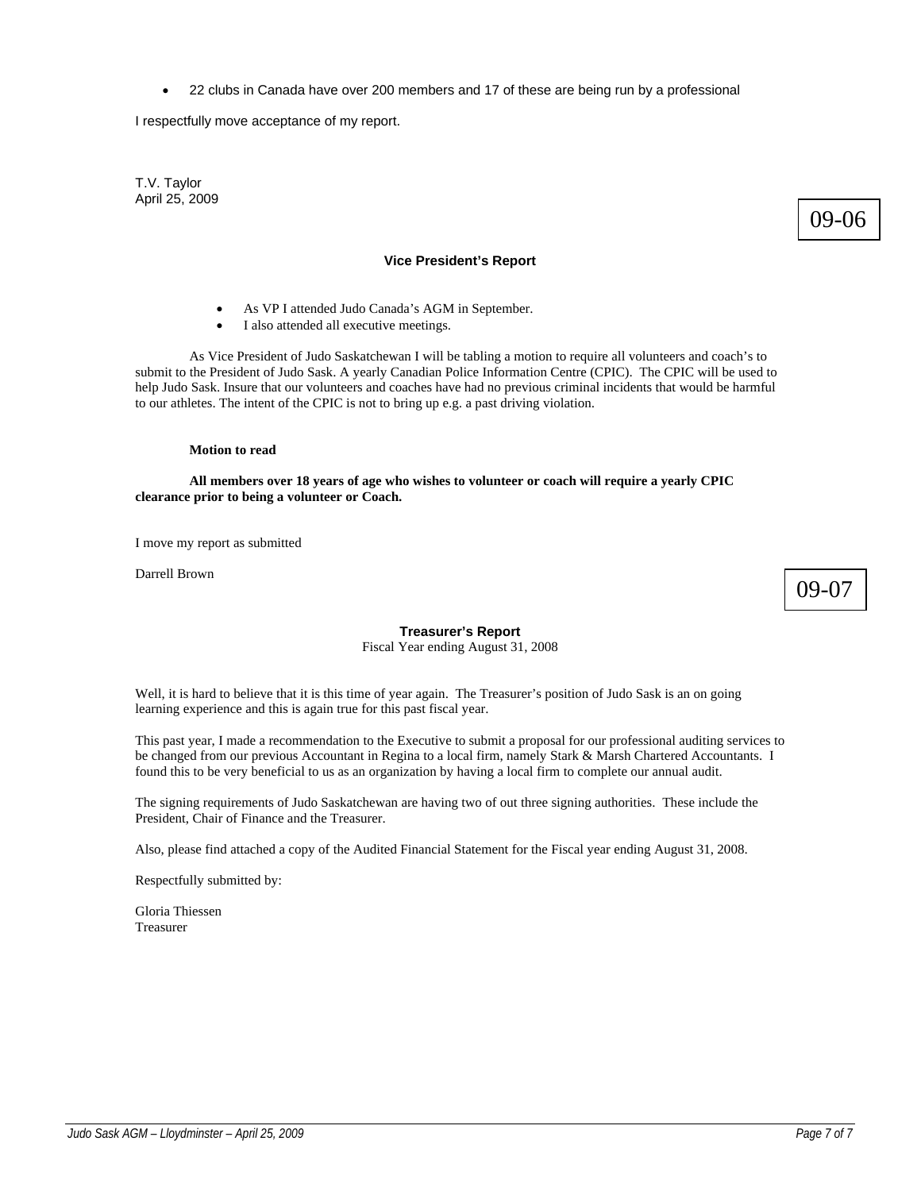- 22 clubs in Canada have over 200 members and 17 of these are being run by a professional

I respectfully move acceptance of my report.

T.V. Taylor
April 25, 2009

09-06

### Vice President's Report

- As VP I attended Judo Canada's AGM in September.
- I also attended all executive meetings.

As Vice President of Judo Saskatchewan I will be tabling a motion to require all volunteers and coach's to submit to the President of Judo Sask. A yearly Canadian Police Information Centre (CPIC). The CPIC will be used to help Judo Sask. Insure that our volunteers and coaches have had no previous criminal incidents that would be harmful to our athletes. The intent of the CPIC is not to bring up e.g. a past driving violation.

**Motion to read**

**All members over 18 years of age who wishes to volunteer or coach will require a yearly CPIC clearance prior to being a volunteer or Coach.**

I move my report as submitted

Darrell Brown

09-07

### Treasurer's Report

Fiscal Year ending August 31, 2008

Well, it is hard to believe that it is this time of year again. The Treasurer's position of Judo Sask is an on going learning experience and this is again true for this past fiscal year.

This past year, I made a recommendation to the Executive to submit a proposal for our professional auditing services to be changed from our previous Accountant in Regina to a local firm, namely Stark & Marsh Chartered Accountants. I found this to be very beneficial to us as an organization by having a local firm to complete our annual audit.

The signing requirements of Judo Saskatchewan are having two of out three signing authorities. These include the President, Chair of Finance and the Treasurer.

Also, please find attached a copy of the Audited Financial Statement for the Fiscal year ending August 31, 2008.

Respectfully submitted by:

Gloria Thiessen
Treasurer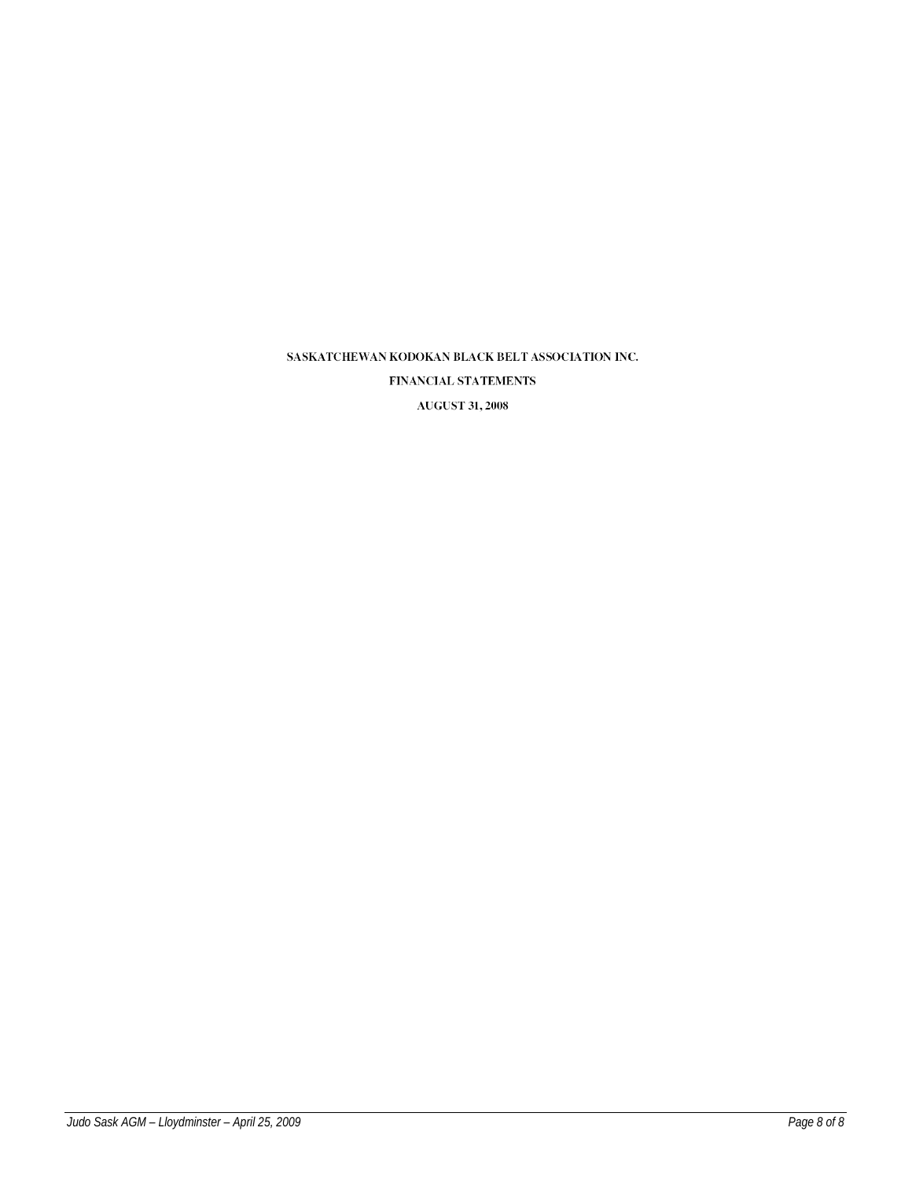SASKATCHEWAN KODOKAN BLACK BELT ASSOCIATION INC.

FINANCIAL STATEMENTS

AUGUST 31, 2008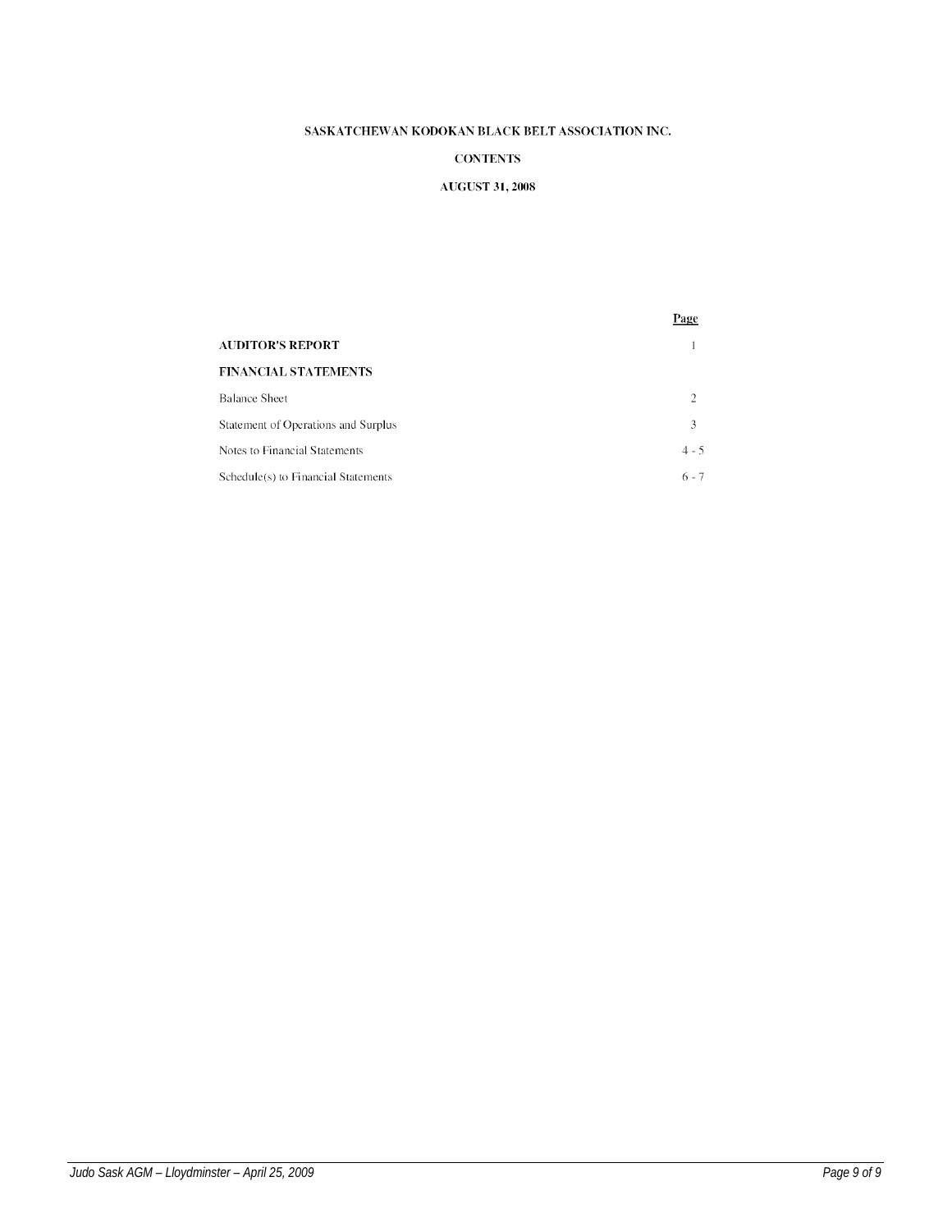# SASKATCHEWAN KODOKAN BLACK BELT ASSOCIATION INC.

## CONTENTS

### AUGUST 31, 2008

| | Page |
|---|---|
| **AUDITOR'S REPORT** | 1 |
| **FINANCIAL STATEMENTS** | |
| Balance Sheet | 2 |
| Statement of Operations and Surplus | 3 |
| Notes to Financial Statements | 4 - 5 |
| Schedule(s) to Financial Statements | 6 - 7 |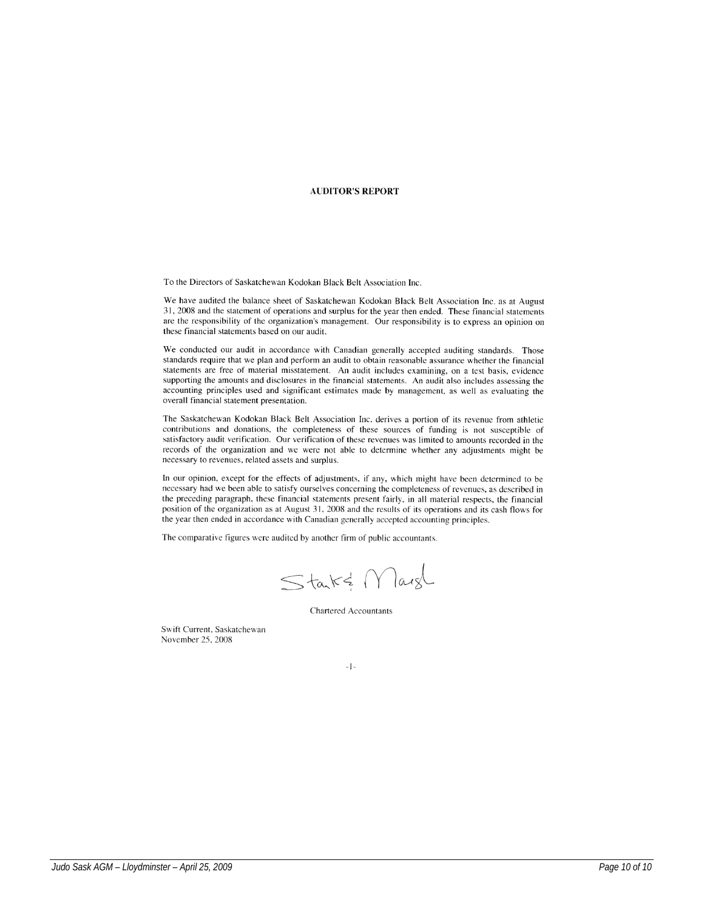## AUDITOR'S REPORT

To the Directors of Saskatchewan Kodokan Black Belt Association Inc.

We have audited the balance sheet of Saskatchewan Kodokan Black Belt Association Inc. as at August 31, 2008 and the statement of operations and surplus for the year then ended. These financial statements are the responsibility of the organization's management. Our responsibility is to express an opinion on these financial statements based on our audit.

We conducted our audit in accordance with Canadian generally accepted auditing standards. Those standards require that we plan and perform an audit to obtain reasonable assurance whether the financial statements are free of material misstatement. An audit includes examining, on a test basis, evidence supporting the amounts and disclosures in the financial statements. An audit also includes assessing the accounting principles used and significant estimates made by management, as well as evaluating the overall financial statement presentation.

The Saskatchewan Kodokan Black Belt Association Inc. derives a portion of its revenue from athletic contributions and donations, the completeness of these sources of funding is not susceptible of satisfactory audit verification. Our verification of these revenues was limited to amounts recorded in the records of the organization and we were not able to determine whether any adjustments might be necessary to revenues, related assets and surplus.

In our opinion, except for the effects of adjustments, if any, which might have been determined to be necessary had we been able to satisfy ourselves concerning the completeness of revenues, as described in the preceding paragraph, these financial statements present fairly, in all material respects, the financial position of the organization as at August 31, 2008 and the results of its operations and its cash flows for the year then ended in accordance with Canadian generally accepted accounting principles.

The comparative figures were audited by another firm of public accountants.

Stark & Marsh

Chartered Accountants

Swift Current, Saskatchewan
November 25, 2008

-1-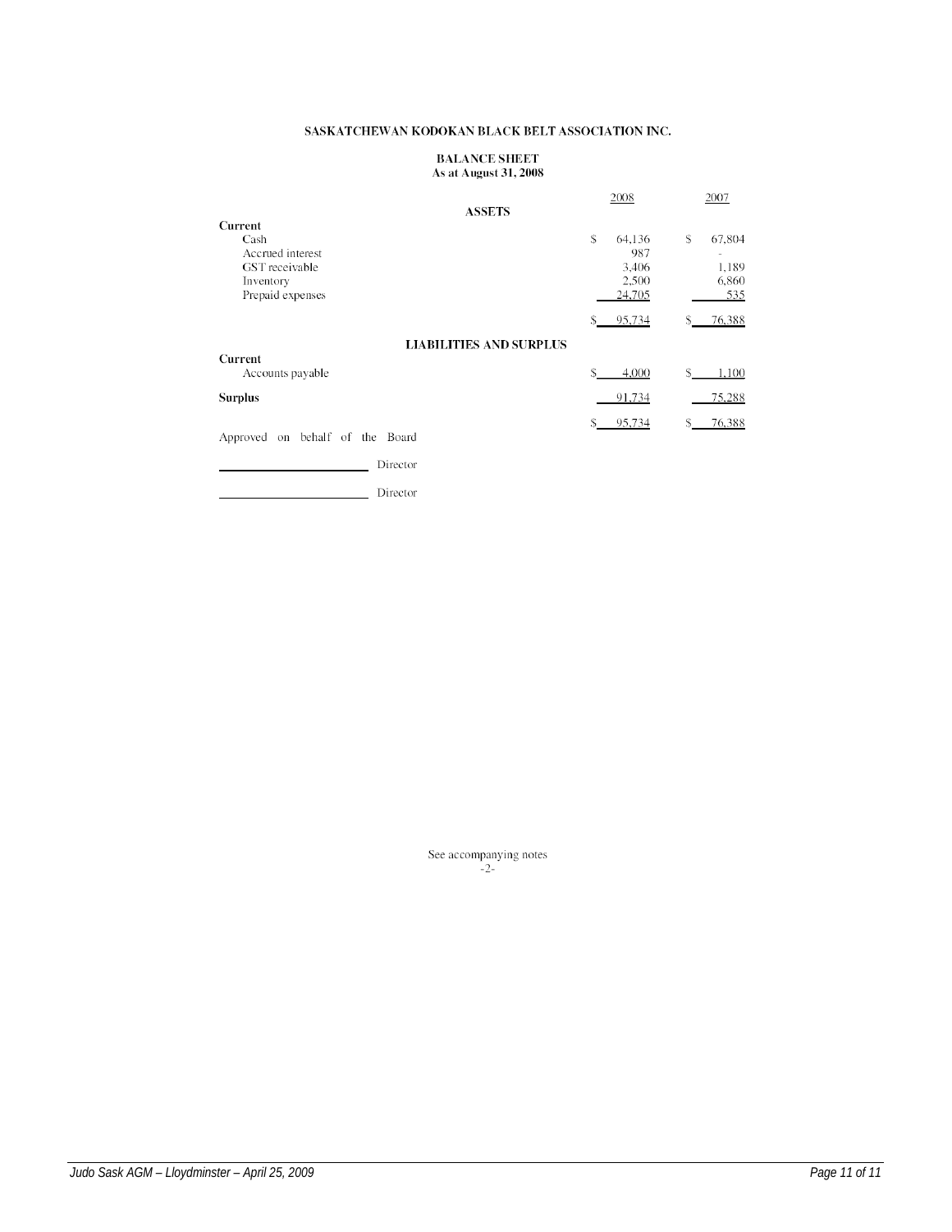# SASKATCHEWAN KODOKAN BLACK BELT ASSOCIATION INC.

## BALANCE SHEET
### As at August 31, 2008

| | 2008 | 2007 |
|---|---|---|
| **ASSETS** | | |
| **Current** | | |
| Cash | $ 64,136 | $ 67,804 |
| Accrued interest | 987 | - |
| GST receivable | 3,406 | 1,189 |
| Inventory | 2,500 | 6,860 |
| Prepaid expenses | 24,705 | 535 |
| | $ 95,734 | $ 76,388 |
| **LIABILITIES AND SURPLUS** | | |
| **Current** | | |
| Accounts payable | $ 4,000 | $ 1,100 |
| **Surplus** | 91,734 | 75,288 |
| | $ 95,734 | $ 76,388 |

Approved on behalf of the Board

\_\_\_\_\_\_\_\_\_\_\_\_\_\_\_\_\_\_\_\_ Director

\_\_\_\_\_\_\_\_\_\_\_\_\_\_\_\_\_\_\_\_ Director

See accompanying notes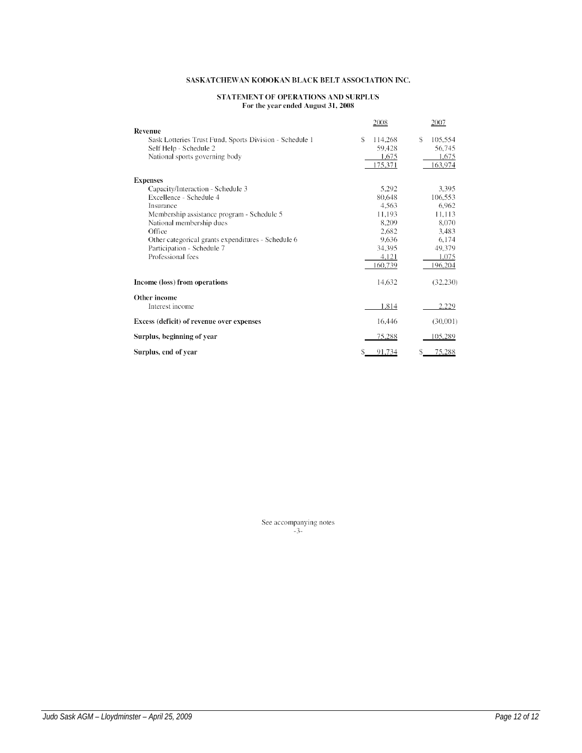# SASKATCHEWAN KODOKAN BLACK BELT ASSOCIATION INC.

## STATEMENT OF OPERATIONS AND SURPLUS

**For the year ended August 31, 2008**

| | 2008 | 2007 |
|---|---|---|
| **Revenue** | | |
| Sask Lotteries Trust Fund, Sports Division - Schedule 1 | $ 114,268 | $ 105,554 |
| Self Help - Schedule 2 | 59,428 | 56,745 |
| National sports governing body | 1,675 | 1,675 |
| | 175,371 | 163,974 |
| **Expenses** | | |
| Capacity/Interaction - Schedule 3 | 5,292 | 3,395 |
| Excellence - Schedule 4 | 80,648 | 106,553 |
| Insurance | 4,563 | 6,962 |
| Membership assistance program - Schedule 5 | 11,193 | 11,113 |
| National membership dues | 8,209 | 8,070 |
| Office | 2,682 | 3,483 |
| Other categorical grants expenditures - Schedule 6 | 9,636 | 6,174 |
| Participation - Schedule 7 | 34,395 | 49,379 |
| Professional fees | 4,121 | 1,075 |
| | 160,739 | 196,204 |
| **Income (loss) from operations** | 14,632 | (32,230) |
| **Other income** | | |
| Interest income | 1,814 | 2,229 |
| **Excess (deficit) of revenue over expenses** | 16,446 | (30,001) |
| **Surplus, beginning of year** | 75,288 | 105,289 |
| **Surplus, end of year** | $ 91,734 | $ 75,288 |

See accompanying notes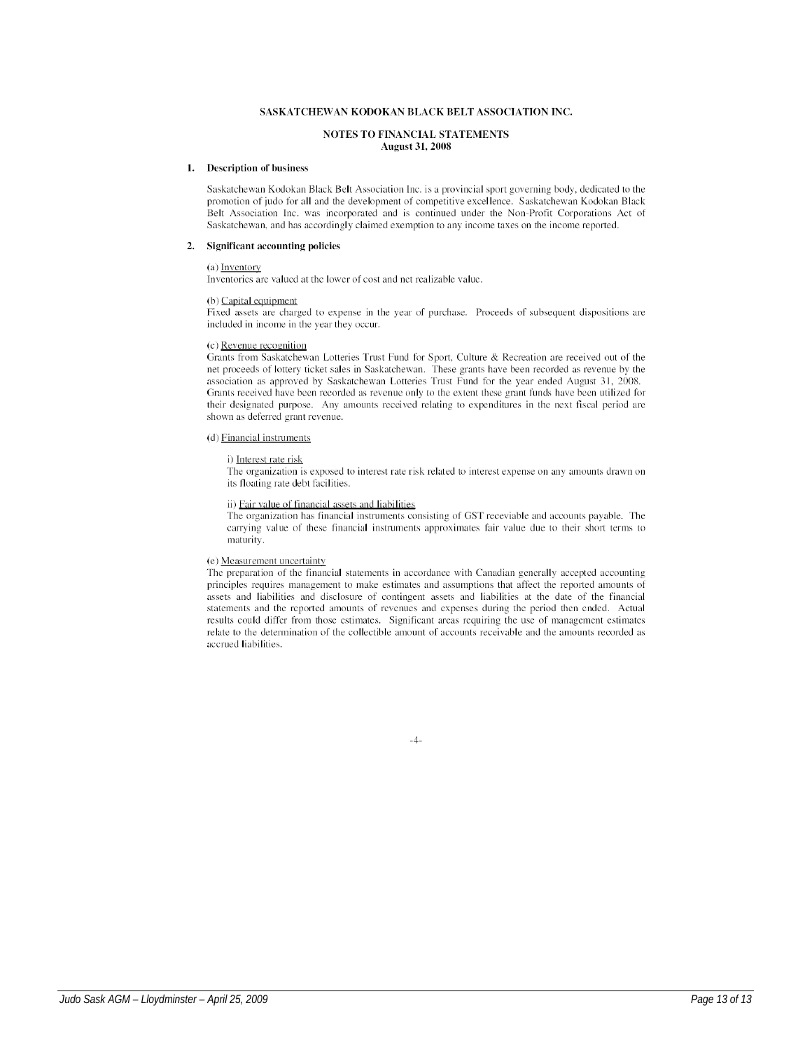**SASKATCHEWAN KODOKAN BLACK BELT ASSOCIATION INC.**

**NOTES TO FINANCIAL STATEMENTS**
**August 31, 2008**

**1. Description of business**

Saskatchewan Kodokan Black Belt Association Inc. is a provincial sport governing body, dedicated to the promotion of judo for all and the development of competitive excellence. Saskatchewan Kodokan Black Belt Association Inc. was incorporated and is continued under the Non-Profit Corporations Act of Saskatchewan, and has accordingly claimed exemption to any income taxes on the income reported.

**2. Significant accounting policies**

(a) Inventory
Inventories are valued at the lower of cost and net realizable value.

(b) Capital equipment
Fixed assets are charged to expense in the year of purchase. Proceeds of subsequent dispositions are included in income in the year they occur.

(c) Revenue recognition
Grants from Saskatchewan Lotteries Trust Fund for Sport, Culture & Recreation are received out of the net proceeds of lottery ticket sales in Saskatchewan. These grants have been recorded as revenue by the association as approved by Saskatchewan Lotteries Trust Fund for the year ended August 31, 2008. Grants received have been recorded as revenue only to the extent these grant funds have been utilized for their designated purpose. Any amounts received relating to expenditures in the next fiscal period are shown as deferred grant revenue.

(d) Financial instruments

i) Interest rate risk
The organization is exposed to interest rate risk related to interest expense on any amounts drawn on its floating rate debt facilities.

ii) Fair value of financial assets and liabilities
The organization has financial instruments consisting of GST receivable and accounts payable. The carrying value of these financial instruments approximates fair value due to their short terms to maturity.

(e) Measurement uncertainty
The preparation of the financial statements in accordance with Canadian generally accepted accounting principles requires management to make estimates and assumptions that affect the reported amounts of assets and liabilities and disclosure of contingent assets and liabilities at the date of the financial statements and the reported amounts of revenues and expenses during the period then ended. Actual results could differ from those estimates. Significant areas requiring the use of management estimates relate to the determination of the collectible amount of accounts receivable and the amounts recorded as accrued liabilities.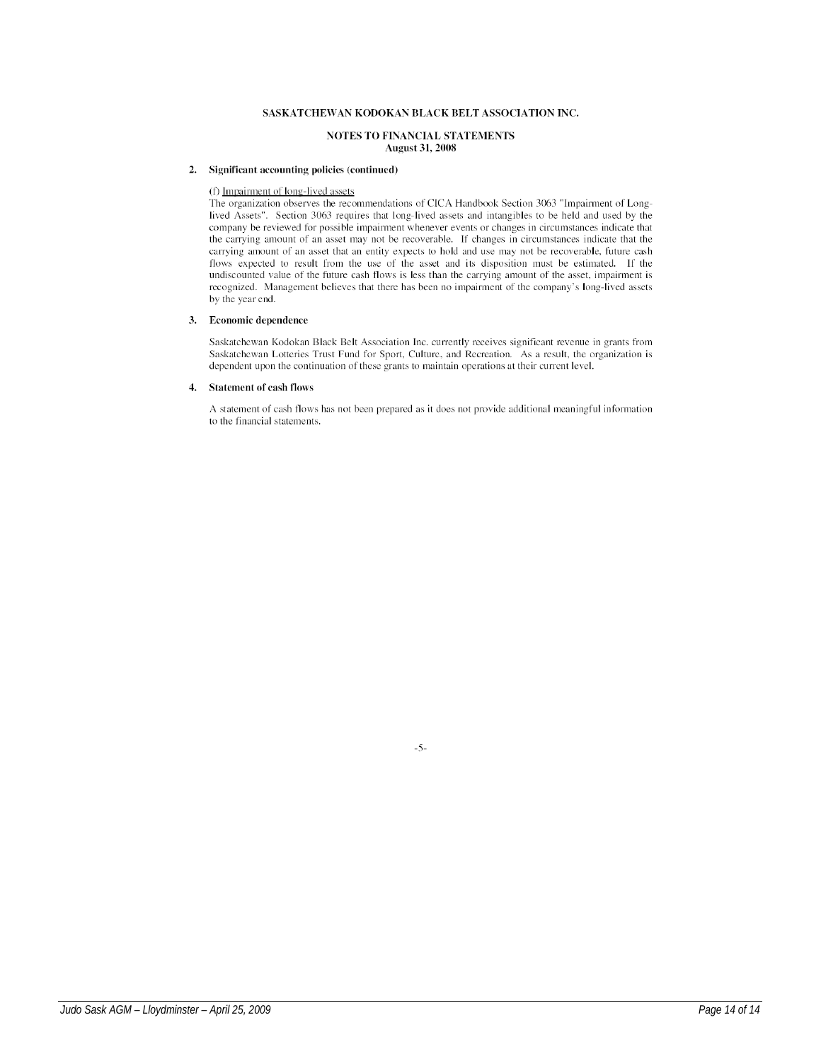SASKATCHEWAN KODOKAN BLACK BELT ASSOCIATION INC.

NOTES TO FINANCIAL STATEMENTS
August 31, 2008

**2. Significant accounting policies (continued)**

(f) Impairment of long-lived assets

The organization observes the recommendations of CICA Handbook Section 3063 "Impairment of Long-lived Assets". Section 3063 requires that long-lived assets and intangibles to be held and used by the company be reviewed for possible impairment whenever events or changes in circumstances indicate that the carrying amount of an asset may not be recoverable. If changes in circumstances indicate that the carrying amount of an asset that an entity expects to hold and use may not be recoverable, future cash flows expected to result from the use of the asset and its disposition must be estimated. If the undiscounted value of the future cash flows is less than the carrying amount of the asset, impairment is recognized. Management believes that there has been no impairment of the company's long-lived assets by the year end.

**3. Economic dependence**

Saskatchewan Kodokan Black Belt Association Inc. currently receives significant revenue in grants from Saskatchewan Lotteries Trust Fund for Sport, Culture, and Recreation. As a result, the organization is dependent upon the continuation of these grants to maintain operations at their current level.

**4. Statement of cash flows**

A statement of cash flows has not been prepared as it does not provide additional meaningful information to the financial statements.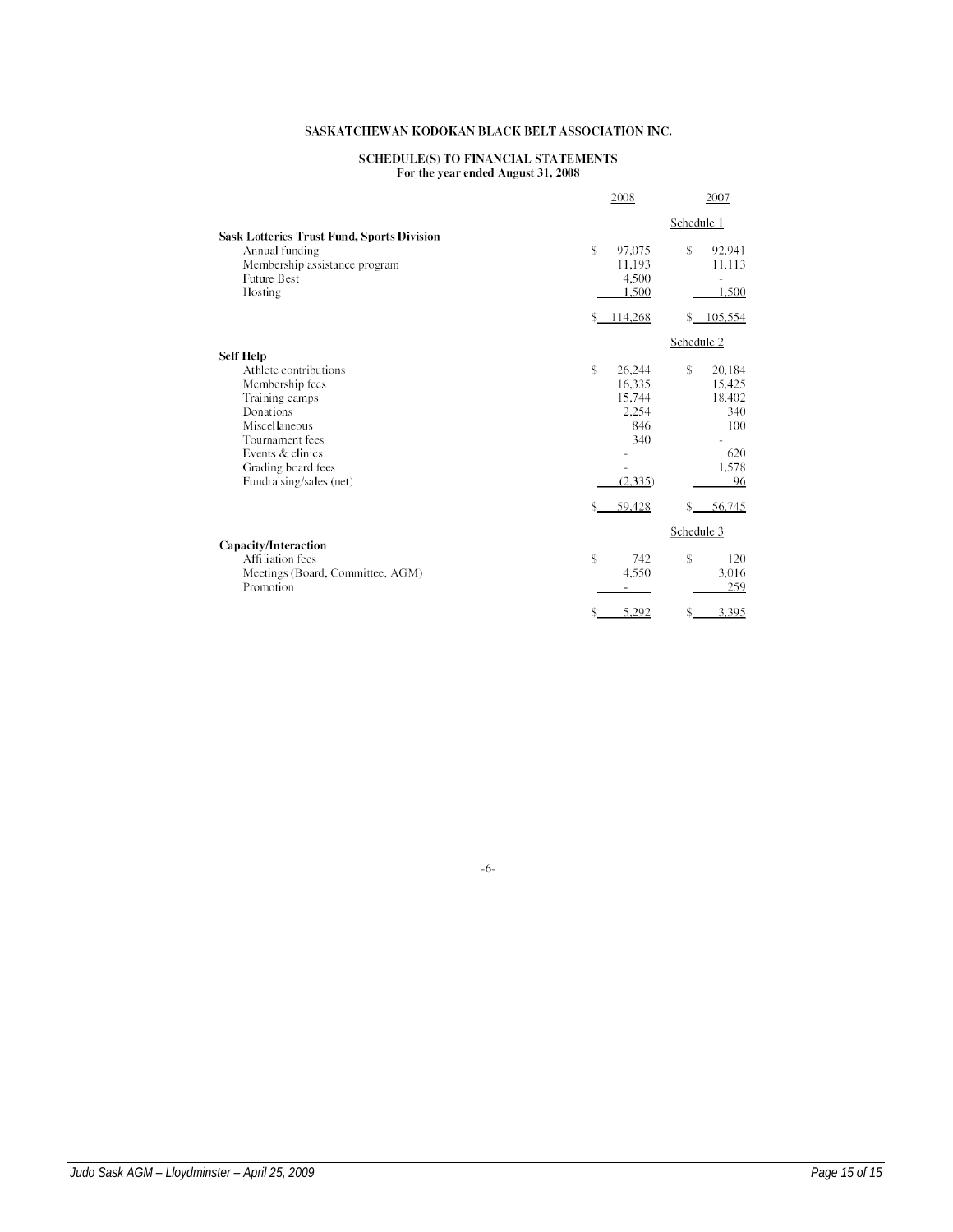# SASKATCHEWAN KODOKAN BLACK BELT ASSOCIATION INC.

## SCHEDULE(S) TO FINANCIAL STATEMENTS
For the year ended August 31, 2008

| | 2008 | 2007 |
|---|---|---|
| | | Schedule 1 |
| **Sask Lotteries Trust Fund, Sports Division** | | |
| Annual funding | $ 97,075 | $ 92,941 |
| Membership assistance program | 11,193 | 11,113 |
| Future Best | 4,500 | - |
| Hosting | 1,500 | 1,500 |
| | $ 114,268 | $ 105,554 |
| | | Schedule 2 |
| **Self Help** | | |
| Athlete contributions | $ 26,244 | $ 20,184 |
| Membership fees | 16,335 | 15,425 |
| Training camps | 15,744 | 18,402 |
| Donations | 2,254 | 340 |
| Miscellaneous | 846 | 100 |
| Tournament fees | 340 | - |
| Events & clinics | - | 620 |
| Grading board fees | - | 1,578 |
| Fundraising/sales (net) | (2,335) | 96 |
| | $ 59,428 | $ 56,745 |
| | | Schedule 3 |
| **Capacity/Interaction** | | |
| Affiliation fees | $ 742 | $ 120 |
| Meetings (Board, Committee, AGM) | 4,550 | 3,016 |
| Promotion | - | 259 |
| | $ 5,292 | $ 3,395 |

-6-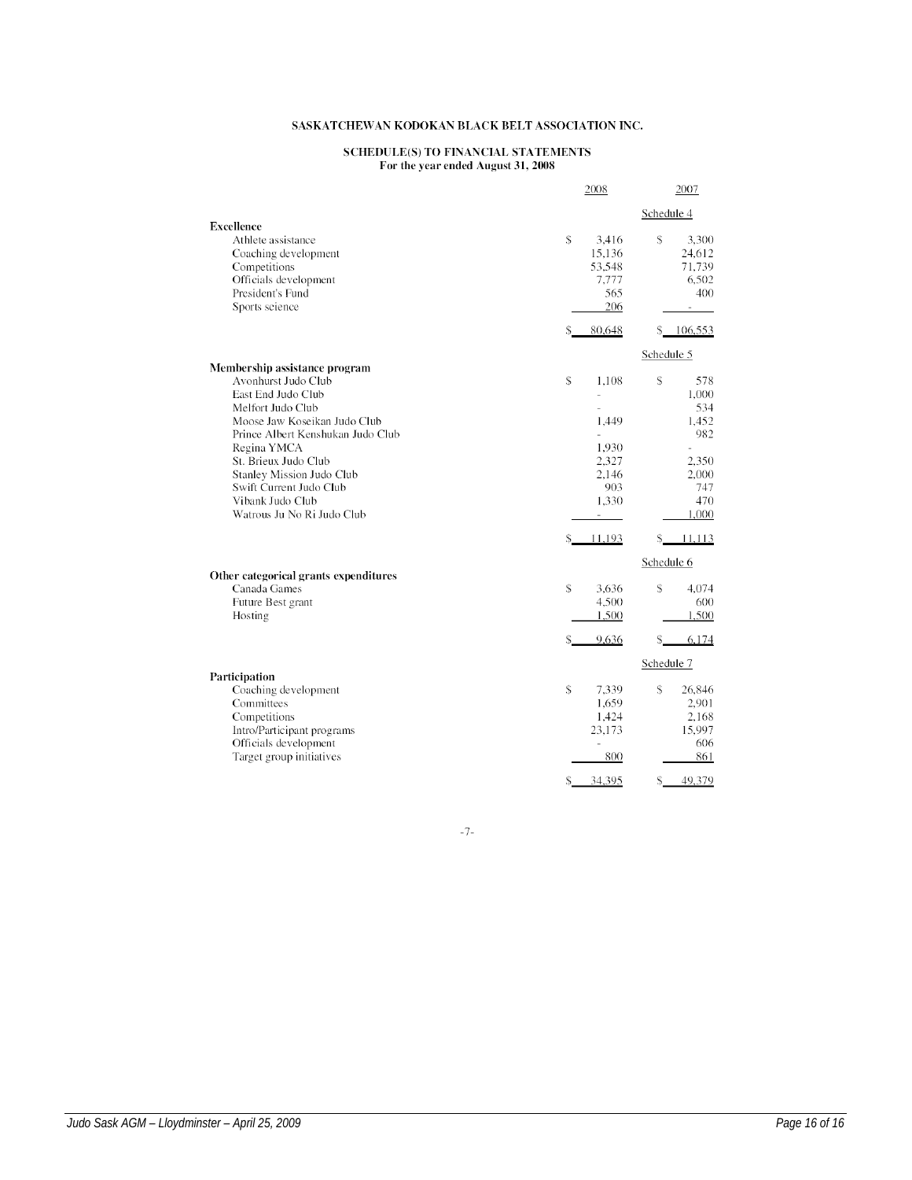**SASKATCHEWAN KODOKAN BLACK BELT ASSOCIATION INC.**

**SCHEDULE(S) TO FINANCIAL STATEMENTS**
**For the year ended August 31, 2008**

| | 2008 | 2007 |
|---|---|---|
| | | Schedule 4 |
| **Excellence** | | |
| Athlete assistance | $ 3,416 | $ 3,300 |
| Coaching development | 15,136 | 24,612 |
| Competitions | 53,548 | 71,739 |
| Officials development | 7,777 | 6,502 |
| President's Fund | 565 | 400 |
| Sports science | 206 | - |
| | $ 80,648 | $ 106,553 |
| | | Schedule 5 |
| **Membership assistance program** | | |
| Avonhurst Judo Club | $ 1,108 | $ 578 |
| East End Judo Club | - | 1,000 |
| Melfort Judo Club | - | 534 |
| Moose Jaw Koseikan Judo Club | 1,449 | 1,452 |
| Prince Albert Kenshukan Judo Club | - | 982 |
| Regina YMCA | 1,930 | - |
| St. Brieux Judo Club | 2,327 | 2,350 |
| Stanley Mission Judo Club | 2,146 | 2,000 |
| Swift Current Judo Club | 903 | 747 |
| Vibank Judo Club | 1,330 | 470 |
| Watrous Ju No Ri Judo Club | - | 1,000 |
| | $ 11,193 | $ 11,113 |
| | | Schedule 6 |
| **Other categorical grants expenditures** | | |
| Canada Games | $ 3,636 | $ 4,074 |
| Future Best grant | 4,500 | 600 |
| Hosting | 1,500 | 1,500 |
| | $ 9,636 | $ 6,174 |
| | | Schedule 7 |
| **Participation** | | |
| Coaching development | $ 7,339 | $ 26,846 |
| Committees | 1,659 | 2,901 |
| Competitions | 1,424 | 2,168 |
| Intro/Participant programs | 23,173 | 15,997 |
| Officials development | - | 606 |
| Target group initiatives | 800 | 861 |
| | $ 34,395 | $ 49,379 |

-7-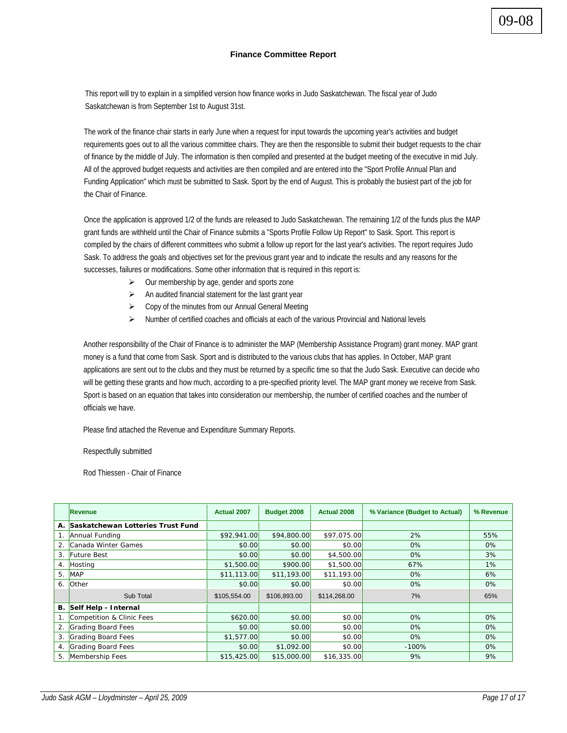09-08

## Finance Committee Report

This report will try to explain in a simplified version how finance works in Judo Saskatchewan. The fiscal year of Judo Saskatchewan is from September 1st to August 31st.

The work of the finance chair starts in early June when a request for input towards the upcoming year's activities and budget requirements goes out to all the various committee chairs. They are then the responsible to submit their budget requests to the chair of finance by the middle of July. The information is then compiled and presented at the budget meeting of the executive in mid July. All of the approved budget requests and activities are then compiled and are entered into the "Sport Profile Annual Plan and Funding Application" which must be submitted to Sask. Sport by the end of August. This is probably the busiest part of the job for the Chair of Finance.

Once the application is approved 1/2 of the funds are released to Judo Saskatchewan. The remaining 1/2 of the funds plus the MAP grant funds are withheld until the Chair of Finance submits a "Sports Profile Follow Up Report" to Sask. Sport. This report is compiled by the chairs of different committees who submit a follow up report for the last year's activities. The report requires Judo Sask. To address the goals and objectives set for the previous grant year and to indicate the results and any reasons for the successes, failures or modifications. Some other information that is required in this report is:

- Our membership by age, gender and sports zone
- An audited financial statement for the last grant year
- Copy of the minutes from our Annual General Meeting
- Number of certified coaches and officials at each of the various Provincial and National levels

Another responsibility of the Chair of Finance is to administer the MAP (Membership Assistance Program) grant money. MAP grant money is a fund that come from Sask. Sport and is distributed to the various clubs that has applies. In October, MAP grant applications are sent out to the clubs and they must be returned by a specific time so that the Judo Sask. Executive can decide who will be getting these grants and how much, according to a pre-specified priority level. The MAP grant money we receive from Sask. Sport is based on an equation that takes into consideration our membership, the number of certified coaches and the number of officials we have.

Please find attached the Revenue and Expenditure Summary Reports.

Respectfully submitted

Rod Thiessen - Chair of Finance

| | Revenue | Actual 2007 | Budget 2008 | Actual 2008 | % Variance (Budget to Actual) | % Revenue |
|---|---|---|---|---|---|---|
| **A.** | **Saskatchewan Lotteries Trust Fund** | | | | | |
| 1. | Annual Funding | $92,941.00 | $94,800.00 | $97,075.00 | 2% | 55% |
| 2. | Canada Winter Games | $0.00 | $0.00 | $0.00 | 0% | 0% |
| 3. | Future Best | $0.00 | $0.00 | $4,500.00 | 0% | 3% |
| 4. | Hosting | $1,500.00 | $900.00 | $1,500.00 | 67% | 1% |
| 5. | MAP | $11,113.00 | $11,193.00 | $11,193.00 | 0% | 6% |
| 6. | Other | $0.00 | $0.00 | $0.00 | 0% | 0% |
| | Sub Total | $105,554.00 | $106,893.00 | $114,268.00 | 7% | 65% |
| **B.** | **Self Help - Internal** | | | | | |
| 1. | Competition & Clinic Fees | $620.00 | $0.00 | $0.00 | 0% | 0% |
| 2. | Grading Board Fees | $0.00 | $0.00 | $0.00 | 0% | 0% |
| 3. | Grading Board Fees | $1,577.00 | $0.00 | $0.00 | 0% | 0% |
| 4. | Grading Board Fees | $0.00 | $1,092.00 | $0.00 | -100% | 0% |
| 5. | Membership Fees | $15,425.00 | $15,000.00 | $16,335.00 | 9% | 9% |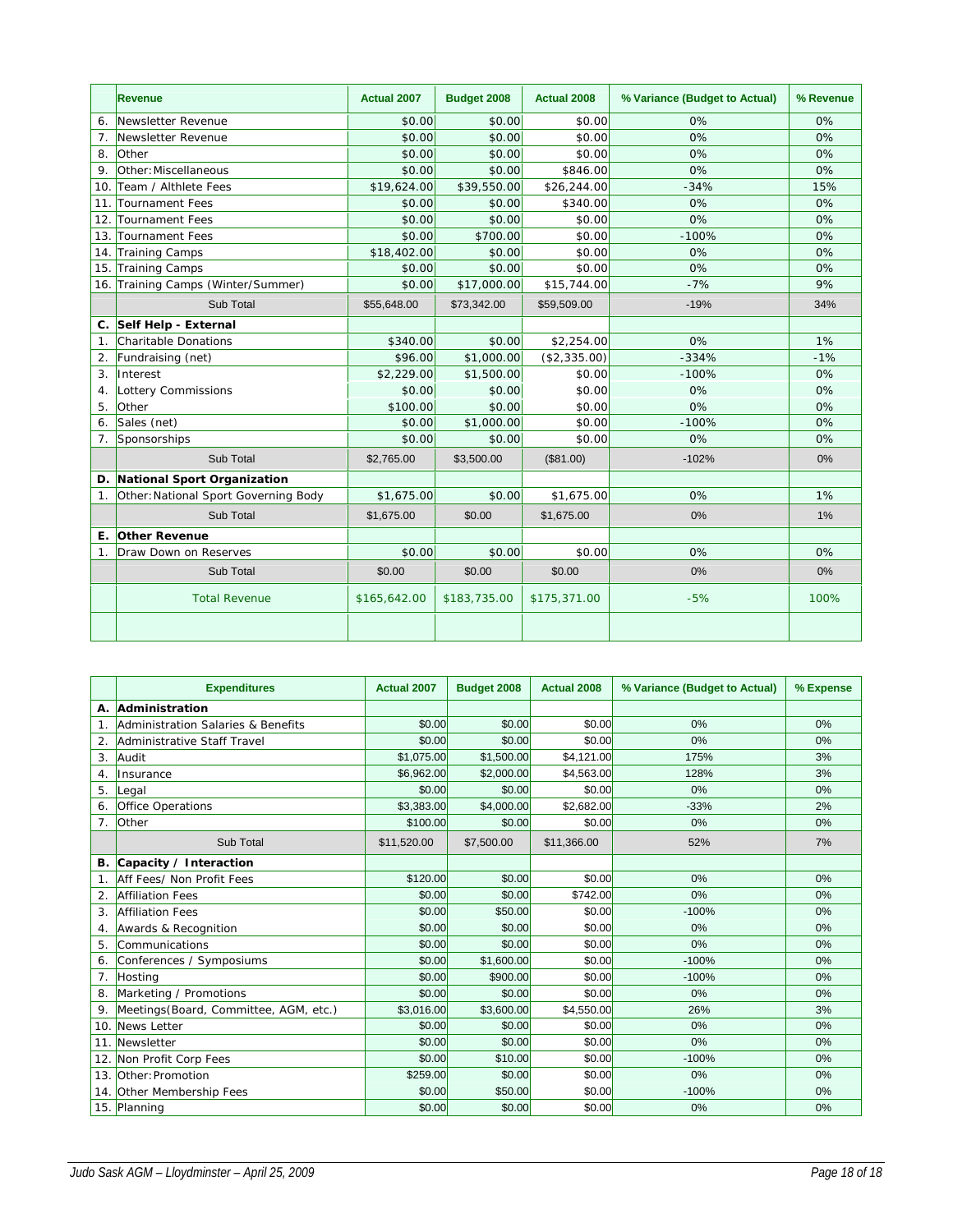| | Revenue | Actual 2007 | Budget 2008 | Actual 2008 | % Variance (Budget to Actual) | % Revenue |
|---|---|---|---|---|---|---|
| 6. | Newsletter Revenue | $0.00 | $0.00 | $0.00 | 0% | 0% |
| 7. | Newsletter Revenue | $0.00 | $0.00 | $0.00 | 0% | 0% |
| 8. | Other | $0.00 | $0.00 | $0.00 | 0% | 0% |
| 9. | Other: Miscellaneous | $0.00 | $0.00 | $846.00 | 0% | 0% |
| 10. | Team / Althlete Fees | $19,624.00 | $39,550.00 | $26,244.00 | -34% | 15% |
| 11. | Tournament Fees | $0.00 | $0.00 | $340.00 | 0% | 0% |
| 12. | Tournament Fees | $0.00 | $0.00 | $0.00 | 0% | 0% |
| 13. | Tournament Fees | $0.00 | $700.00 | $0.00 | -100% | 0% |
| 14. | Training Camps | $18,402.00 | $0.00 | $0.00 | 0% | 0% |
| 15. | Training Camps | $0.00 | $0.00 | $0.00 | 0% | 0% |
| 16. | Training Camps (Winter/Summer) | $0.00 | $17,000.00 | $15,744.00 | -7% | 9% |
| | Sub Total | $55,648.00 | $73,342.00 | $59,509.00 | -19% | 34% |
| **C.** | **Self Help - External** | | | | | |
| 1. | Charitable Donations | $340.00 | $0.00 | $2,254.00 | 0% | 1% |
| 2. | Fundraising (net) | $96.00 | $1,000.00 | ($2,335.00) | -334% | -1% |
| 3. | Interest | $2,229.00 | $1,500.00 | $0.00 | -100% | 0% |
| 4. | Lottery Commissions | $0.00 | $0.00 | $0.00 | 0% | 0% |
| 5. | Other | $100.00 | $0.00 | $0.00 | 0% | 0% |
| 6. | Sales (net) | $0.00 | $1,000.00 | $0.00 | -100% | 0% |
| 7. | Sponsorships | $0.00 | $0.00 | $0.00 | 0% | 0% |
| | Sub Total | $2,765.00 | $3,500.00 | ($81.00) | -102% | 0% |
| **D.** | **National Sport Organization** | | | | | |
| 1. | Other: National Sport Governing Body | $1,675.00 | $0.00 | $1,675.00 | 0% | 1% |
| | Sub Total | $1,675.00 | $0.00 | $1,675.00 | 0% | 1% |
| **E.** | **Other Revenue** | | | | | |
| 1. | Draw Down on Reserves | $0.00 | $0.00 | $0.00 | 0% | 0% |
| | Sub Total | $0.00 | $0.00 | $0.00 | 0% | 0% |
| | Total Revenue | $165,642.00 | $183,735.00 | $175,371.00 | -5% | 100% |

| | Expenditures | Actual 2007 | Budget 2008 | Actual 2008 | % Variance (Budget to Actual) | % Expense |
|---|---|---|---|---|---|---|
| **A.** | **Administration** | | | | | |
| 1. | Administration Salaries & Benefits | $0.00 | $0.00 | $0.00 | 0% | 0% |
| 2. | Administrative Staff Travel | $0.00 | $0.00 | $0.00 | 0% | 0% |
| 3. | Audit | $1,075.00 | $1,500.00 | $4,121.00 | 175% | 3% |
| 4. | Insurance | $6,962.00 | $2,000.00 | $4,563.00 | 128% | 3% |
| 5. | Legal | $0.00 | $0.00 | $0.00 | 0% | 0% |
| 6. | Office Operations | $3,383.00 | $4,000.00 | $2,682.00 | -33% | 2% |
| 7. | Other | $100.00 | $0.00 | $0.00 | 0% | 0% |
| | Sub Total | $11,520.00 | $7,500.00 | $11,366.00 | 52% | 7% |
| **B.** | **Capacity / Interaction** | | | | | |
| 1. | Aff Fees/ Non Profit Fees | $120.00 | $0.00 | $0.00 | 0% | 0% |
| 2. | Affiliation Fees | $0.00 | $0.00 | $742.00 | 0% | 0% |
| 3. | Affiliation Fees | $0.00 | $50.00 | $0.00 | -100% | 0% |
| 4. | Awards & Recognition | $0.00 | $0.00 | $0.00 | 0% | 0% |
| 5. | Communications | $0.00 | $0.00 | $0.00 | 0% | 0% |
| 6. | Conferences / Symposiums | $0.00 | $1,600.00 | $0.00 | -100% | 0% |
| 7. | Hosting | $0.00 | $900.00 | $0.00 | -100% | 0% |
| 8. | Marketing / Promotions | $0.00 | $0.00 | $0.00 | 0% | 0% |
| 9. | Meetings(Board, Committee, AGM, etc.) | $3,016.00 | $3,600.00 | $4,550.00 | 26% | 3% |
| 10. | News Letter | $0.00 | $0.00 | $0.00 | 0% | 0% |
| 11. | Newsletter | $0.00 | $0.00 | $0.00 | 0% | 0% |
| 12. | Non Profit Corp Fees | $0.00 | $10.00 | $0.00 | -100% | 0% |
| 13. | Other: Promotion | $259.00 | $0.00 | $0.00 | 0% | 0% |
| 14. | Other Membership Fees | $0.00 | $50.00 | $0.00 | -100% | 0% |
| 15. | Planning | $0.00 | $0.00 | $0.00 | 0% | 0% |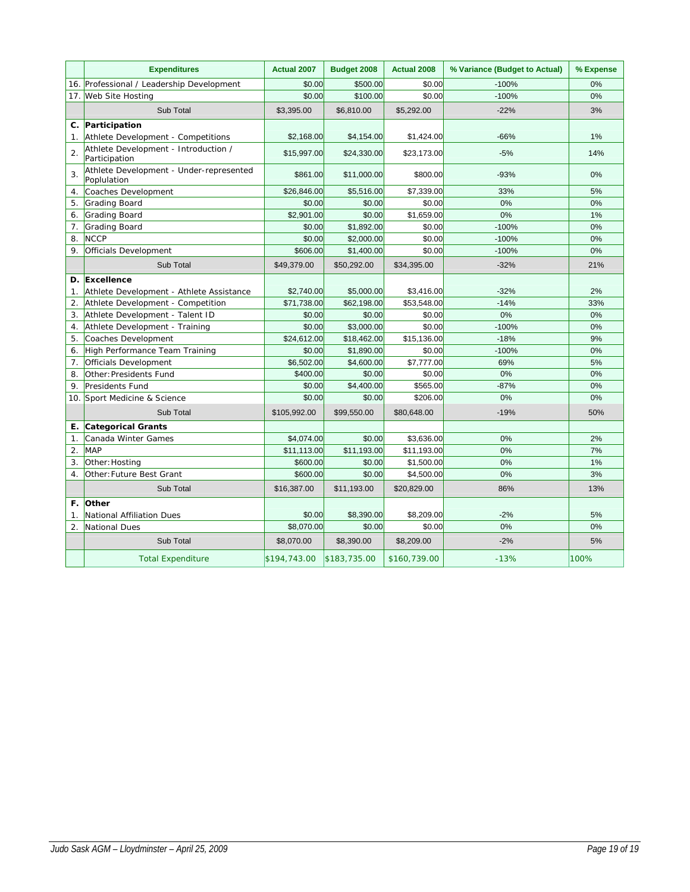| | Expenditures | Actual 2007 | Budget 2008 | Actual 2008 | % Variance (Budget to Actual) | % Expense |
|---|---|---|---|---|---|---|
| 16. | Professional / Leadership Development | $0.00 | $500.00 | $0.00 | -100% | 0% |
| 17. | Web Site Hosting | $0.00 | $100.00 | $0.00 | -100% | 0% |
| | Sub Total | $3,395.00 | $6,810.00 | $5,292.00 | -22% | 3% |
| **C.** | **Participation** | | | | | |
| 1. | Athlete Development - Competitions | $2,168.00 | $4,154.00 | $1,424.00 | -66% | 1% |
| 2. | Athlete Development - Introduction / Participation | $15,997.00 | $24,330.00 | $23,173.00 | -5% | 14% |
| 3. | Athlete Development - Under-represented Poplulation | $861.00 | $11,000.00 | $800.00 | -93% | 0% |
| 4. | Coaches Development | $26,846.00 | $5,516.00 | $7,339.00 | 33% | 5% |
| 5. | Grading Board | $0.00 | $0.00 | $0.00 | 0% | 0% |
| 6. | Grading Board | $2,901.00 | $0.00 | $1,659.00 | 0% | 1% |
| 7. | Grading Board | $0.00 | $1,892.00 | $0.00 | -100% | 0% |
| 8. | NCCP | $0.00 | $2,000.00 | $0.00 | -100% | 0% |
| 9. | Officials Development | $606.00 | $1,400.00 | $0.00 | -100% | 0% |
| | Sub Total | $49,379.00 | $50,292.00 | $34,395.00 | -32% | 21% |
| **D.** | **Excellence** | | | | | |
| 1. | Athlete Development - Athlete Assistance | $2,740.00 | $5,000.00 | $3,416.00 | -32% | 2% |
| 2. | Athlete Development - Competition | $71,738.00 | $62,198.00 | $53,548.00 | -14% | 33% |
| 3. | Athlete Development - Talent ID | $0.00 | $0.00 | $0.00 | 0% | 0% |
| 4. | Athlete Development - Training | $0.00 | $3,000.00 | $0.00 | -100% | 0% |
| 5. | Coaches Development | $24,612.00 | $18,462.00 | $15,136.00 | -18% | 9% |
| 6. | High Performance Team Training | $0.00 | $1,890.00 | $0.00 | -100% | 0% |
| 7. | Officials Development | $6,502.00 | $4,600.00 | $7,777.00 | 69% | 5% |
| 8. | Other: Presidents Fund | $400.00 | $0.00 | $0.00 | 0% | 0% |
| 9. | Presidents Fund | $0.00 | $4,400.00 | $565.00 | -87% | 0% |
| 10. | Sport Medicine & Science | $0.00 | $0.00 | $206.00 | 0% | 0% |
| | Sub Total | $105,992.00 | $99,550.00 | $80,648.00 | -19% | 50% |
| **E.** | **Categorical Grants** | | | | | |
| 1. | Canada Winter Games | $4,074.00 | $0.00 | $3,636.00 | 0% | 2% |
| 2. | MAP | $11,113.00 | $11,193.00 | $11,193.00 | 0% | 7% |
| 3. | Other: Hosting | $600.00 | $0.00 | $1,500.00 | 0% | 1% |
| 4. | Other: Future Best Grant | $600.00 | $0.00 | $4,500.00 | 0% | 3% |
| | Sub Total | $16,387.00 | $11,193.00 | $20,829.00 | 86% | 13% |
| **F.** | **Other** | | | | | |
| 1. | National Affiliation Dues | $0.00 | $8,390.00 | $8,209.00 | -2% | 5% |
| 2. | National Dues | $8,070.00 | $0.00 | $0.00 | 0% | 0% |
| | Sub Total | $8,070.00 | $8,390.00 | $8,209.00 | -2% | 5% |
| | Total Expenditure | $194,743.00 | $183,735.00 | $160,739.00 | -13% | 100% |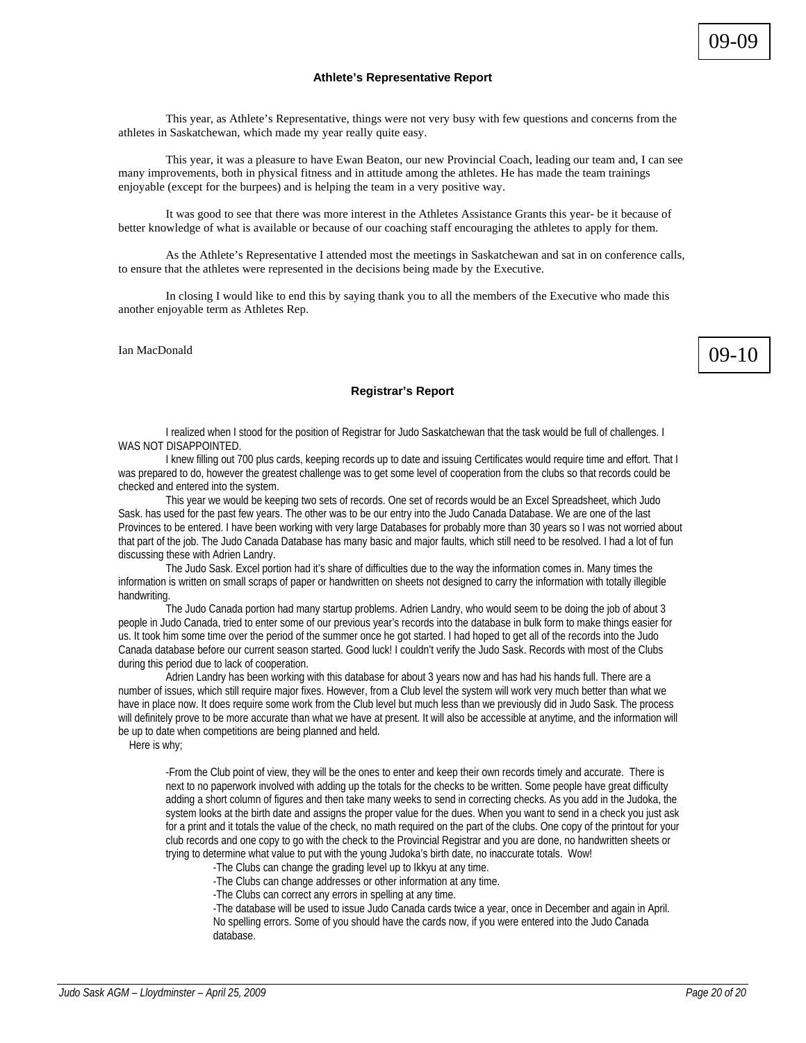09-09

### Athlete's Representative Report

This year, as Athlete's Representative, things were not very busy with few questions and concerns from the athletes in Saskatchewan, which made my year really quite easy.

This year, it was a pleasure to have Ewan Beaton, our new Provincial Coach, leading our team and, I can see many improvements, both in physical fitness and in attitude among the athletes. He has made the team trainings enjoyable (except for the burpees) and is helping the team in a very positive way.

It was good to see that there was more interest in the Athletes Assistance Grants this year- be it because of better knowledge of what is available or because of our coaching staff encouraging the athletes to apply for them.

As the Athlete's Representative I attended most the meetings in Saskatchewan and sat in on conference calls, to ensure that the athletes were represented in the decisions being made by the Executive.

In closing I would like to end this by saying thank you to all the members of the Executive who made this another enjoyable term as Athletes Rep.

Ian MacDonald

09-10

### Registrar's Report

I realized when I stood for the position of Registrar for Judo Saskatchewan that the task would be full of challenges. I WAS NOT DISAPPOINTED.

I knew filling out 700 plus cards, keeping records up to date and issuing Certificates would require time and effort. That I was prepared to do, however the greatest challenge was to get some level of cooperation from the clubs so that records could be checked and entered into the system.

This year we would be keeping two sets of records. One set of records would be an Excel Spreadsheet, which Judo Sask. has used for the past few years. The other was to be our entry into the Judo Canada Database. We are one of the last Provinces to be entered. I have been working with very large Databases for probably more than 30 years so I was not worried about that part of the job. The Judo Canada Database has many basic and major faults, which still need to be resolved. I had a lot of fun discussing these with Adrien Landry.

The Judo Sask. Excel portion had it's share of difficulties due to the way the information comes in. Many times the information is written on small scraps of paper or handwritten on sheets not designed to carry the information with totally illegible handwriting.

The Judo Canada portion had many startup problems. Adrien Landry, who would seem to be doing the job of about 3 people in Judo Canada, tried to enter some of our previous year's records into the database in bulk form to make things easier for us. It took him some time over the period of the summer once he got started. I had hoped to get all of the records into the Judo Canada database before our current season started. Good luck! I couldn't verify the Judo Sask. Records with most of the Clubs during this period due to lack of cooperation.

Adrien Landry has been working with this database for about 3 years now and has had his hands full. There are a number of issues, which still require major fixes. However, from a Club level the system will work very much better than what we have in place now. It does require some work from the Club level but much less than we previously did in Judo Sask. The process will definitely prove to be more accurate than what we have at present. It will also be accessible at anytime, and the information will be up to date when competitions are being planned and held.

Here is why;

-From the Club point of view, they will be the ones to enter and keep their own records timely and accurate. There is next to no paperwork involved with adding up the totals for the checks to be written. Some people have great difficulty adding a short column of figures and then take many weeks to send in correcting checks. As you add in the Judoka, the system looks at the birth date and assigns the proper value for the dues. When you want to send in a check you just ask for a print and it totals the value of the check, no math required on the part of the clubs. One copy of the printout for your club records and one copy to go with the check to the Provincial Registrar and you are done, no handwritten sheets or trying to determine what value to put with the young Judoka's birth date, no inaccurate totals. Wow!

-The Clubs can change the grading level up to Ikkyu at any time.

-The Clubs can change addresses or other information at any time.

-The Clubs can correct any errors in spelling at any time.

-The database will be used to issue Judo Canada cards twice a year, once in December and again in April. No spelling errors. Some of you should have the cards now, if you were entered into the Judo Canada database.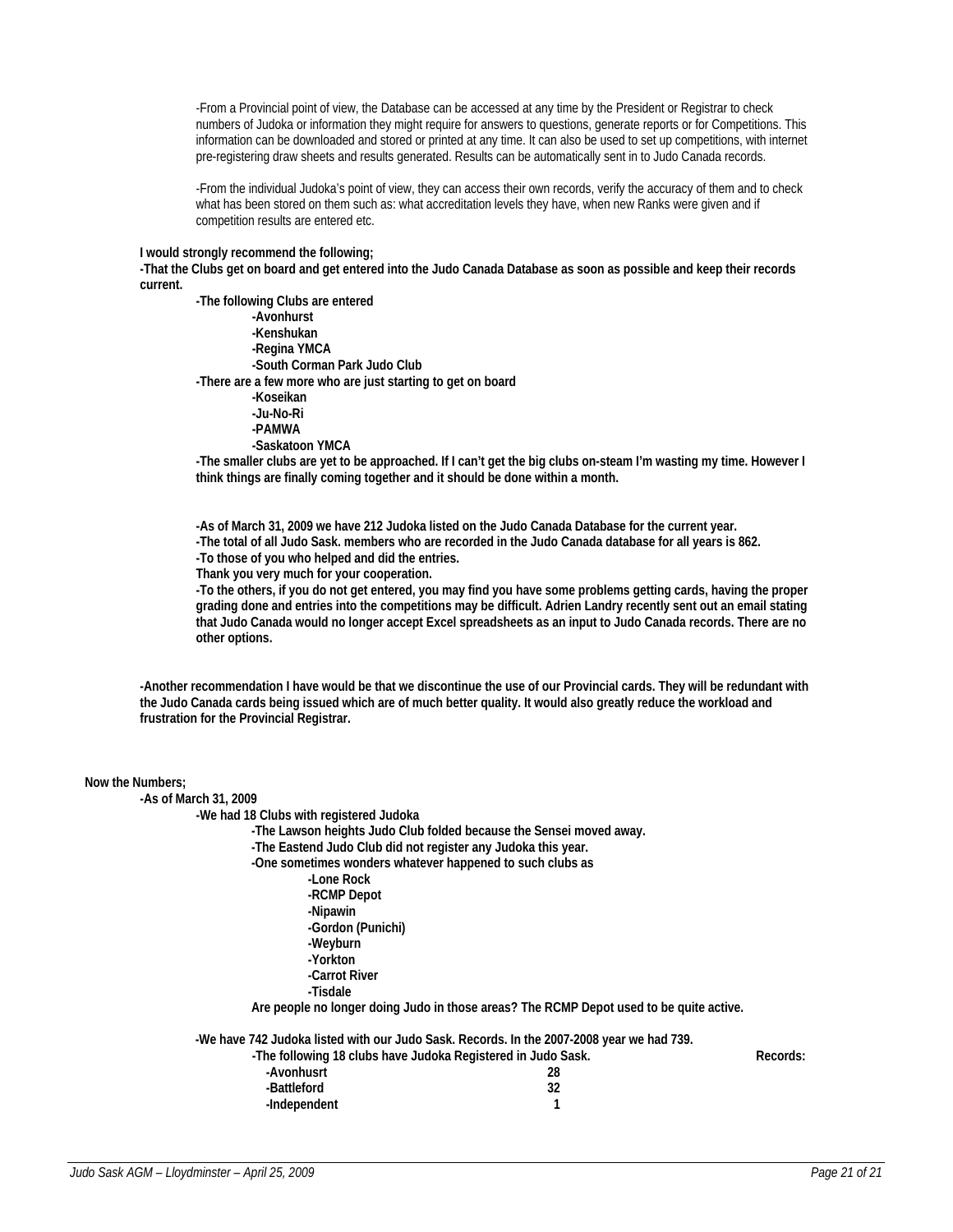-From a Provincial point of view, the Database can be accessed at any time by the President or Registrar to check numbers of Judoka or information they might require for answers to questions, generate reports or for Competitions. This information can be downloaded and stored or printed at any time. It can also be used to set up competitions, with internet pre-registering draw sheets and results generated. Results can be automatically sent in to Judo Canada records.

-From the individual Judoka's point of view, they can access their own records, verify the accuracy of them and to check what has been stored on them such as: what accreditation levels they have, when new Ranks were given and if competition results are entered etc.

**I would strongly recommend the following;**
**-That the Clubs get on board and get entered into the Judo Canada Database as soon as possible and keep their records current.**

**-The following Clubs are entered**
- **-Avonhurst**
- **-Kenshukan**
- **-Regina YMCA**
- **-South Corman Park Judo Club**

**-There are a few more who are just starting to get on board**
- **-Koseikan**
- **-Ju-No-Ri**
- **-PAMWA**
- **-Saskatoon YMCA**

**-The smaller clubs are yet to be approached. If I can't get the big clubs on-steam I'm wasting my time. However I think things are finally coming together and it should be done within a month.**

**-As of March 31, 2009 we have 212 Judoka listed on the Judo Canada Database for the current year.**
**-The total of all Judo Sask. members who are recorded in the Judo Canada database for all years is 862.**
**-To those of you who helped and did the entries.**
**Thank you very much for your cooperation.**
**-To the others, if you do not get entered, you may find you have some problems getting cards, having the proper grading done and entries into the competitions may be difficult. Adrien Landry recently sent out an email stating that Judo Canada would no longer accept Excel spreadsheets as an input to Judo Canada records. There are no other options.**

**-Another recommendation I have would be that we discontinue the use of our Provincial cards. They will be redundant with the Judo Canada cards being issued which are of much better quality. It would also greatly reduce the workload and frustration for the Provincial Registrar.**

**Now the Numbers;**

**-As of March 31, 2009**

**-We had 18 Clubs with registered Judoka**
- **-The Lawson heights Judo Club folded because the Sensei moved away.**
- **-The Eastend Judo Club did not register any Judoka this year.**
- **-One sometimes wonders whatever happened to such clubs as**
  - **-Lone Rock**
  - **-RCMP Depot**
  - **-Nipawin**
  - **-Gordon (Punichi)**
  - **-Weyburn**
  - **-Yorkton**
  - **-Carrot River**
  - **-Tisdale**

**Are people no longer doing Judo in those areas? The RCMP Depot used to be quite active.**

**-We have 742 Judoka listed with our Judo Sask. Records. In the 2007-2008 year we had 739.**

| -The following 18 clubs have Judoka Registered in Judo Sask. | | Records: |
|---|---|---|
| -Avonhusrt | 28 | |
| -Battleford | 32 | |
| -Independent | 1 | |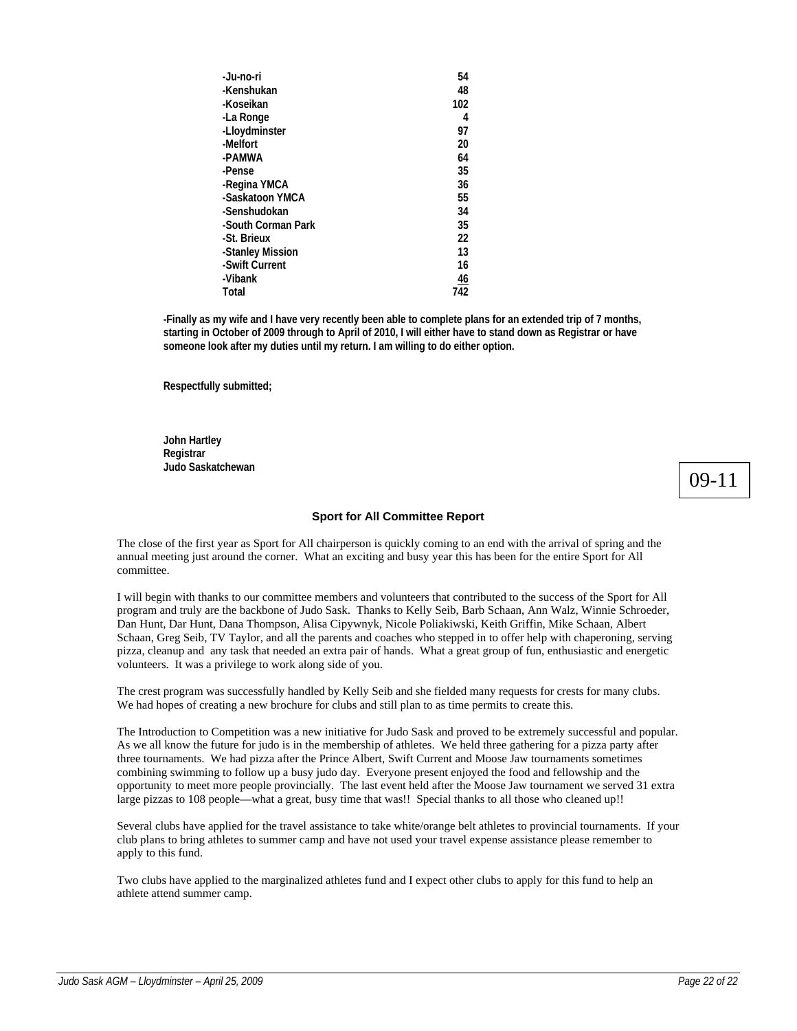| | |
|---|---|
| -Ju-no-ri | 54 |
| -Kenshukan | 48 |
| -Koseikan | 102 |
| -La Ronge | 4 |
| -Lloydminster | 97 |
| -Melfort | 20 |
| -PAMWA | 64 |
| -Pense | 35 |
| -Regina YMCA | 36 |
| -Saskatoon YMCA | 55 |
| -Senshudokan | 34 |
| -South Corman Park | 35 |
| -St. Brieux | 22 |
| -Stanley Mission | 13 |
| -Swift Current | 16 |
| -Vibank | 46 |
| Total | 742 |

**-Finally as my wife and I have very recently been able to complete plans for an extended trip of 7 months, starting in October of 2009 through to April of 2010, I will either have to stand down as Registrar or have someone look after my duties until my return. I am willing to do either option.**

**Respectfully submitted;**

**John Hartley**
**Registrar**
**Judo Saskatchewan**

09-11

## Sport for All Committee Report

The close of the first year as Sport for All chairperson is quickly coming to an end with the arrival of spring and the annual meeting just around the corner. What an exciting and busy year this has been for the entire Sport for All committee.

I will begin with thanks to our committee members and volunteers that contributed to the success of the Sport for All program and truly are the backbone of Judo Sask. Thanks to Kelly Seib, Barb Schaan, Ann Walz, Winnie Schroeder, Dan Hunt, Dar Hunt, Dana Thompson, Alisa Cipywnyk, Nicole Poliakiwski, Keith Griffin, Mike Schaan, Albert Schaan, Greg Seib, TV Taylor, and all the parents and coaches who stepped in to offer help with chaperoning, serving pizza, cleanup and any task that needed an extra pair of hands. What a great group of fun, enthusiastic and energetic volunteers. It was a privilege to work along side of you.

The crest program was successfully handled by Kelly Seib and she fielded many requests for crests for many clubs. We had hopes of creating a new brochure for clubs and still plan to as time permits to create this.

The Introduction to Competition was a new initiative for Judo Sask and proved to be extremely successful and popular. As we all know the future for judo is in the membership of athletes. We held three gathering for a pizza party after three tournaments. We had pizza after the Prince Albert, Swift Current and Moose Jaw tournaments sometimes combining swimming to follow up a busy judo day. Everyone present enjoyed the food and fellowship and the opportunity to meet more people provincially. The last event held after the Moose Jaw tournament we served 31 extra large pizzas to 108 people—what a great, busy time that was!! Special thanks to all those who cleaned up!!

Several clubs have applied for the travel assistance to take white/orange belt athletes to provincial tournaments. If your club plans to bring athletes to summer camp and have not used your travel expense assistance please remember to apply to this fund.

Two clubs have applied to the marginalized athletes fund and I expect other clubs to apply for this fund to help an athlete attend summer camp.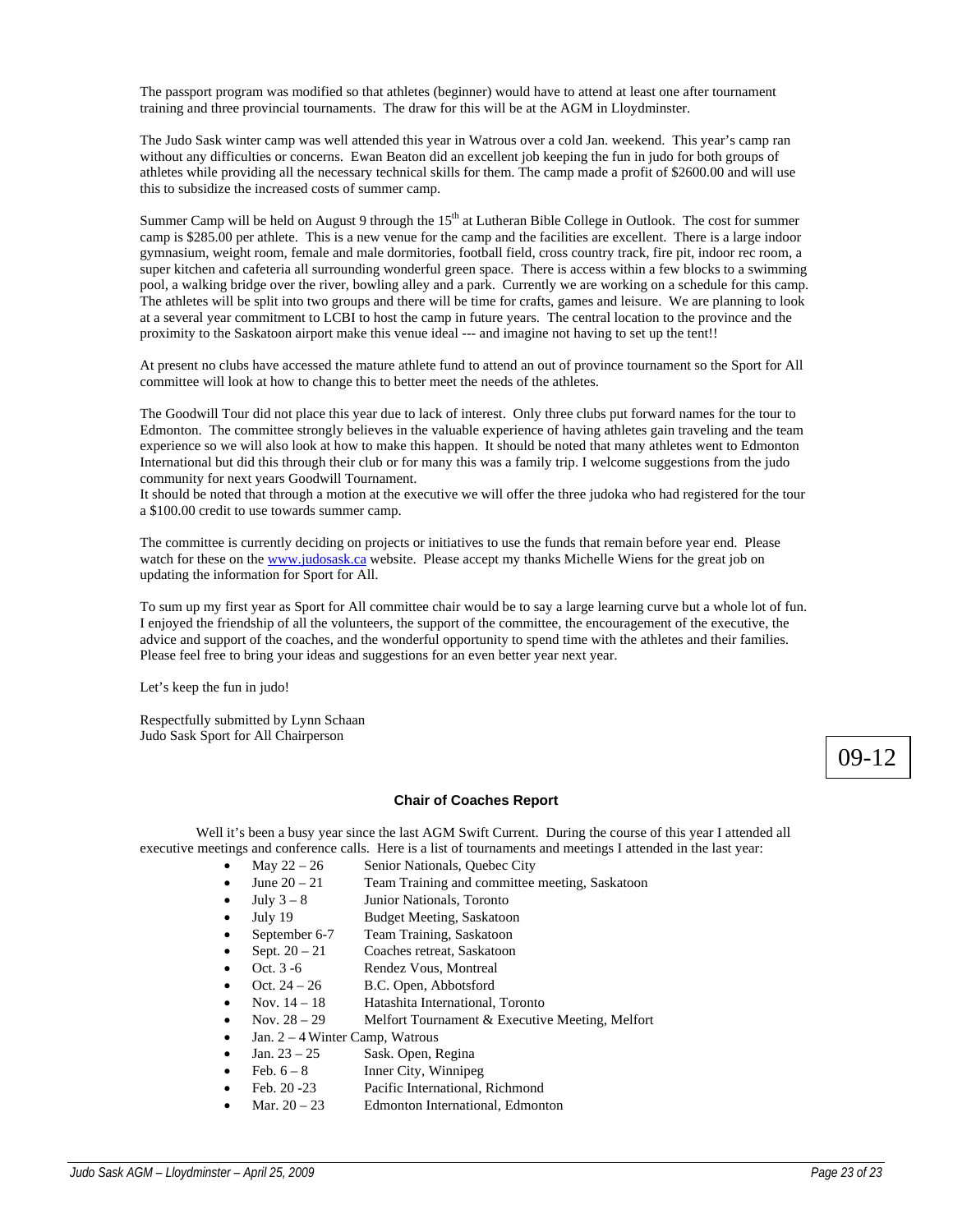The passport program was modified so that athletes (beginner) would have to attend at least one after tournament training and three provincial tournaments. The draw for this will be at the AGM in Lloydminster.

The Judo Sask winter camp was well attended this year in Watrous over a cold Jan. weekend. This year's camp ran without any difficulties or concerns. Ewan Beaton did an excellent job keeping the fun in judo for both groups of athletes while providing all the necessary technical skills for them. The camp made a profit of $2600.00 and will use this to subsidize the increased costs of summer camp.

Summer Camp will be held on August 9 through the 15th at Lutheran Bible College in Outlook. The cost for summer camp is $285.00 per athlete. This is a new venue for the camp and the facilities are excellent. There is a large indoor gymnasium, weight room, female and male dormitories, football field, cross country track, fire pit, indoor rec room, a super kitchen and cafeteria all surrounding wonderful green space. There is access within a few blocks to a swimming pool, a walking bridge over the river, bowling alley and a park. Currently we are working on a schedule for this camp. The athletes will be split into two groups and there will be time for crafts, games and leisure. We are planning to look at a several year commitment to LCBI to host the camp in future years. The central location to the province and the proximity to the Saskatoon airport make this venue ideal --- and imagine not having to set up the tent!!

At present no clubs have accessed the mature athlete fund to attend an out of province tournament so the Sport for All committee will look at how to change this to better meet the needs of the athletes.

The Goodwill Tour did not place this year due to lack of interest. Only three clubs put forward names for the tour to Edmonton. The committee strongly believes in the valuable experience of having athletes gain traveling and the team experience so we will also look at how to make this happen. It should be noted that many athletes went to Edmonton International but did this through their club or for many this was a family trip. I welcome suggestions from the judo community for next years Goodwill Tournament.
It should be noted that through a motion at the executive we will offer the three judoka who had registered for the tour a $100.00 credit to use towards summer camp.

The committee is currently deciding on projects or initiatives to use the funds that remain before year end. Please watch for these on the www.judosask.ca website. Please accept my thanks Michelle Wiens for the great job on updating the information for Sport for All.

To sum up my first year as Sport for All committee chair would be to say a large learning curve but a whole lot of fun. I enjoyed the friendship of all the volunteers, the support of the committee, the encouragement of the executive, the advice and support of the coaches, and the wonderful opportunity to spend time with the athletes and their families. Please feel free to bring your ideas and suggestions for an even better year next year.

Let's keep the fun in judo!

Respectfully submitted by Lynn Schaan
Judo Sask Sport for All Chairperson

09-12

## Chair of Coaches Report

Well it's been a busy year since the last AGM Swift Current. During the course of this year I attended all executive meetings and conference calls. Here is a list of tournaments and meetings I attended in the last year:

- May 22 – 26 Senior Nationals, Quebec City
- June 20 – 21 Team Training and committee meeting, Saskatoon
- July 3 – 8 Junior Nationals, Toronto
- July 19 Budget Meeting, Saskatoon
- September 6-7 Team Training, Saskatoon
- Sept. 20 – 21 Coaches retreat, Saskatoon
- Oct. 3 -6 Rendez Vous, Montreal
- Oct. 24 – 26 B.C. Open, Abbotsford
- Nov. 14 – 18 Hatashita International, Toronto
- Nov. 28 – 29 Melfort Tournament & Executive Meeting, Melfort
- Jan. 2 – 4 Winter Camp, Watrous
- Jan. 23 – 25 Sask. Open, Regina
- Feb. 6 – 8 Inner City, Winnipeg
- Feb. 20 -23 Pacific International, Richmond
- Mar. 20 – 23 Edmonton International, Edmonton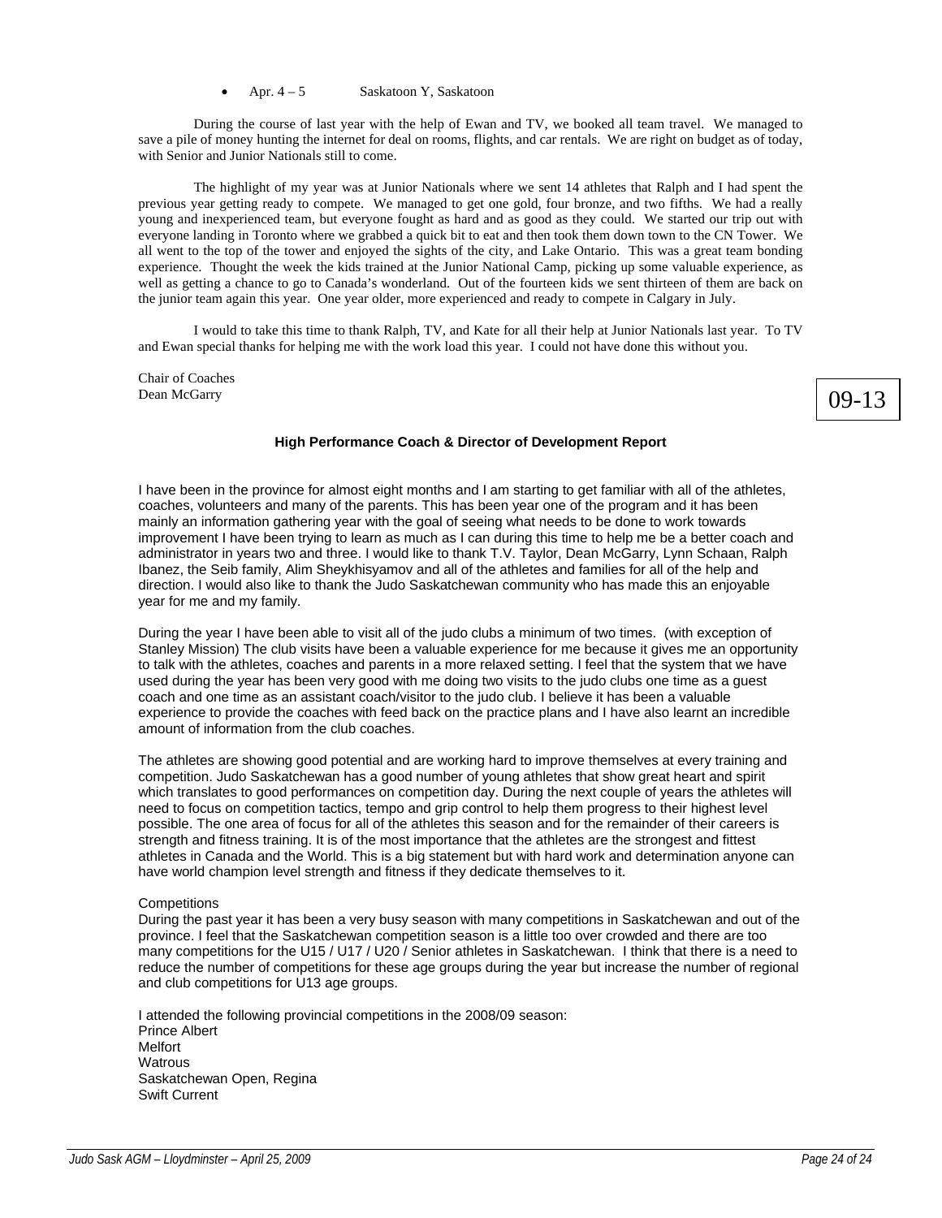- Apr. 4 – 5 Saskatoon Y, Saskatoon

During the course of last year with the help of Ewan and TV, we booked all team travel. We managed to save a pile of money hunting the internet for deal on rooms, flights, and car rentals. We are right on budget as of today, with Senior and Junior Nationals still to come.

The highlight of my year was at Junior Nationals where we sent 14 athletes that Ralph and I had spent the previous year getting ready to compete. We managed to get one gold, four bronze, and two fifths. We had a really young and inexperienced team, but everyone fought as hard and as good as they could. We started our trip out with everyone landing in Toronto where we grabbed a quick bit to eat and then took them down town to the CN Tower. We all went to the top of the tower and enjoyed the sights of the city, and Lake Ontario. This was a great team bonding experience. Thought the week the kids trained at the Junior National Camp, picking up some valuable experience, as well as getting a chance to go to Canada's wonderland. Out of the fourteen kids we sent thirteen of them are back on the junior team again this year. One year older, more experienced and ready to compete in Calgary in July.

I would to take this time to thank Ralph, TV, and Kate for all their help at Junior Nationals last year. To TV and Ewan special thanks for helping me with the work load this year. I could not have done this without you.

Chair of Coaches
Dean McGarry

09-13

### High Performance Coach & Director of Development Report

I have been in the province for almost eight months and I am starting to get familiar with all of the athletes, coaches, volunteers and many of the parents. This has been year one of the program and it has been mainly an information gathering year with the goal of seeing what needs to be done to work towards improvement I have been trying to learn as much as I can during this time to help me be a better coach and administrator in years two and three. I would like to thank T.V. Taylor, Dean McGarry, Lynn Schaan, Ralph Ibanez, the Seib family, Alim Sheykhisyamov and all of the athletes and families for all of the help and direction. I would also like to thank the Judo Saskatchewan community who has made this an enjoyable year for me and my family.

During the year I have been able to visit all of the judo clubs a minimum of two times. (with exception of Stanley Mission) The club visits have been a valuable experience for me because it gives me an opportunity to talk with the athletes, coaches and parents in a more relaxed setting. I feel that the system that we have used during the year has been very good with me doing two visits to the judo clubs one time as a guest coach and one time as an assistant coach/visitor to the judo club. I believe it has been a valuable experience to provide the coaches with feed back on the practice plans and I have also learnt an incredible amount of information from the club coaches.

The athletes are showing good potential and are working hard to improve themselves at every training and competition. Judo Saskatchewan has a good number of young athletes that show great heart and spirit which translates to good performances on competition day. During the next couple of years the athletes will need to focus on competition tactics, tempo and grip control to help them progress to their highest level possible. The one area of focus for all of the athletes this season and for the remainder of their careers is strength and fitness training. It is of the most importance that the athletes are the strongest and fittest athletes in Canada and the World. This is a big statement but with hard work and determination anyone can have world champion level strength and fitness if they dedicate themselves to it.

Competitions
During the past year it has been a very busy season with many competitions in Saskatchewan and out of the province. I feel that the Saskatchewan competition season is a little too over crowded and there are too many competitions for the U15 / U17 / U20 / Senior athletes in Saskatchewan. I think that there is a need to reduce the number of competitions for these age groups during the year but increase the number of regional and club competitions for U13 age groups.

I attended the following provincial competitions in the 2008/09 season:
Prince Albert
Melfort
Watrous
Saskatchewan Open, Regina
Swift Current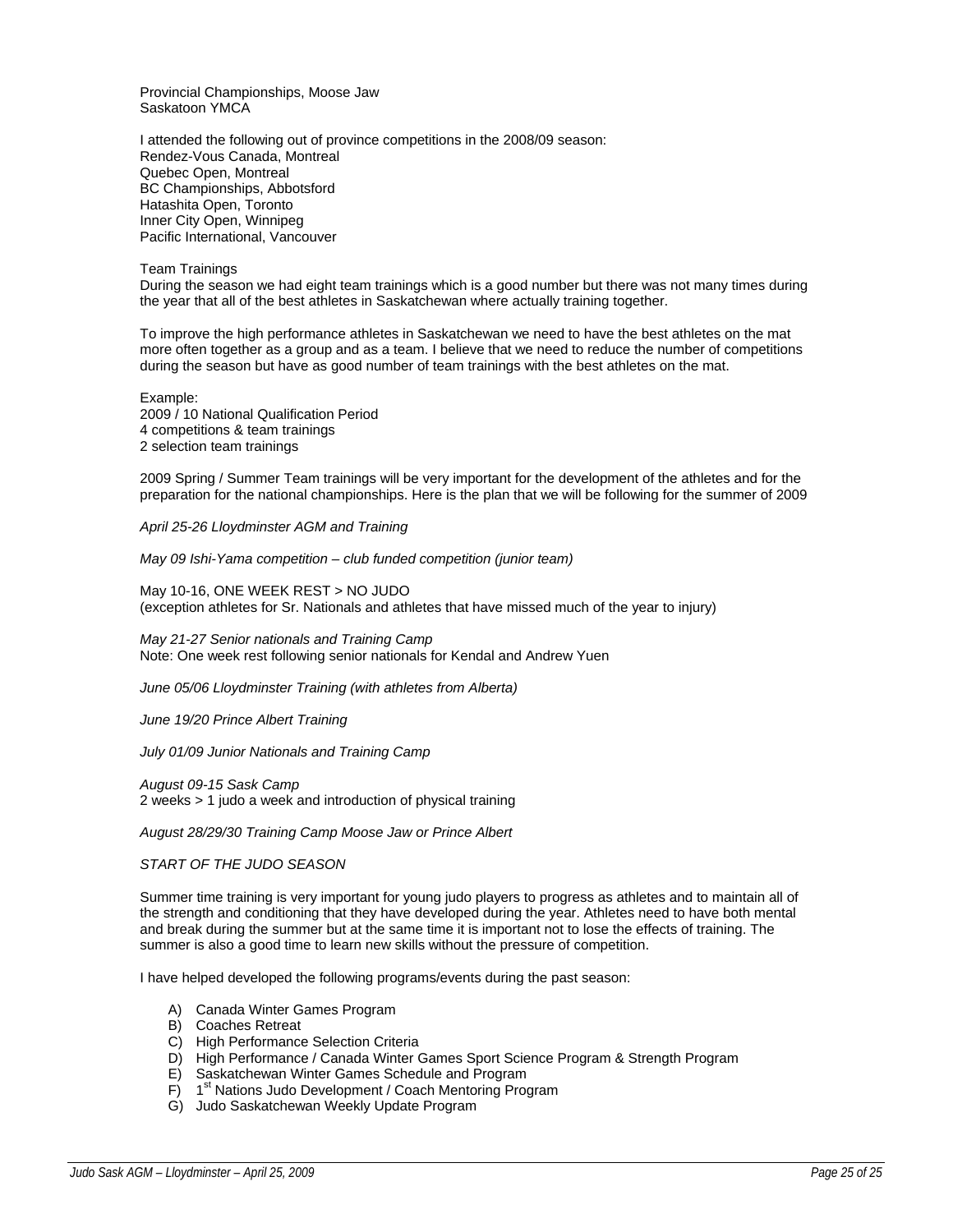Provincial Championships, Moose Jaw
Saskatoon YMCA

I attended the following out of province competitions in the 2008/09 season:
Rendez-Vous Canada, Montreal
Quebec Open, Montreal
BC Championships, Abbotsford
Hatashita Open, Toronto
Inner City Open, Winnipeg
Pacific International, Vancouver

Team Trainings
During the season we had eight team trainings which is a good number but there was not many times during the year that all of the best athletes in Saskatchewan where actually training together.

To improve the high performance athletes in Saskatchewan we need to have the best athletes on the mat more often together as a group and as a team. I believe that we need to reduce the number of competitions during the season but have as good number of team trainings with the best athletes on the mat.

Example:
2009 / 10 National Qualification Period
4 competitions & team trainings
2 selection team trainings

2009 Spring / Summer Team trainings will be very important for the development of the athletes and for the preparation for the national championships. Here is the plan that we will be following for the summer of 2009

*April 25-26 Lloydminster AGM and Training*

*May 09 Ishi-Yama competition – club funded competition (junior team)*

May 10-16, ONE WEEK REST > NO JUDO
(exception athletes for Sr. Nationals and athletes that have missed much of the year to injury)

*May 21-27 Senior nationals and Training Camp*
Note: One week rest following senior nationals for Kendal and Andrew Yuen

*June 05/06 Lloydminster Training (with athletes from Alberta)*

*June 19/20 Prince Albert Training*

*July 01/09 Junior Nationals and Training Camp*

*August 09-15 Sask Camp*
2 weeks > 1 judo a week and introduction of physical training

*August 28/29/30 Training Camp Moose Jaw or Prince Albert*

*START OF THE JUDO SEASON*

Summer time training is very important for young judo players to progress as athletes and to maintain all of the strength and conditioning that they have developed during the year. Athletes need to have both mental and break during the summer but at the same time it is important not to lose the effects of training. The summer is also a good time to learn new skills without the pressure of competition.

I have helped developed the following programs/events during the past season:

A) Canada Winter Games Program
B) Coaches Retreat
C) High Performance Selection Criteria
D) High Performance / Canada Winter Games Sport Science Program & Strength Program
E) Saskatchewan Winter Games Schedule and Program
F) 1st Nations Judo Development / Coach Mentoring Program
G) Judo Saskatchewan Weekly Update Program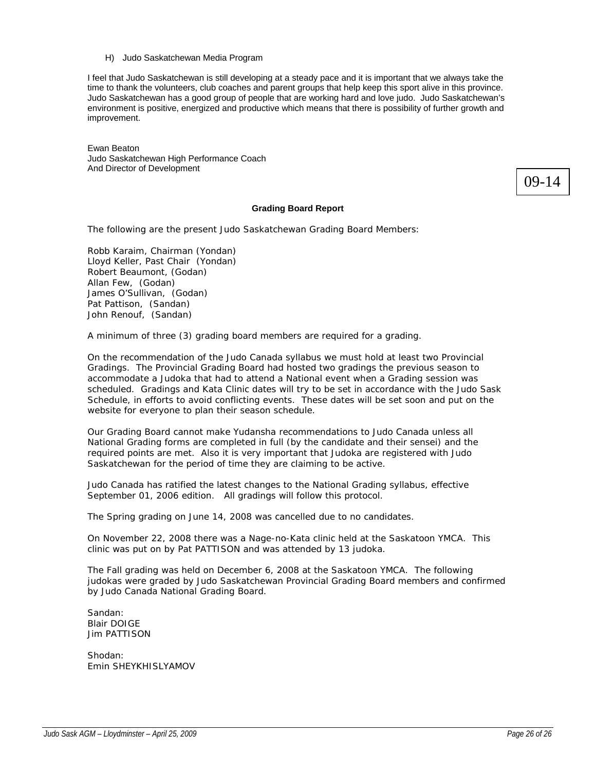H) Judo Saskatchewan Media Program

I feel that Judo Saskatchewan is still developing at a steady pace and it is important that we always take the time to thank the volunteers, club coaches and parent groups that help keep this sport alive in this province. Judo Saskatchewan has a good group of people that are working hard and love judo. Judo Saskatchewan's environment is positive, energized and productive which means that there is possibility of further growth and improvement.

Ewan Beaton
Judo Saskatchewan High Performance Coach
And Director of Development

09-14

**Grading Board Report**

The following are the present Judo Saskatchewan Grading Board Members:

Robb Karaim, Chairman (Yondan)
Lloyd Keller, Past Chair (Yondan)
Robert Beaumont, (Godan)
Allan Few, (Godan)
James O'Sullivan, (Godan)
Pat Pattison, (Sandan)
John Renouf, (Sandan)

A minimum of three (3) grading board members are required for a grading.

On the recommendation of the Judo Canada syllabus we must hold at least two Provincial Gradings. The Provincial Grading Board had hosted two gradings the previous season to accommodate a Judoka that had to attend a National event when a Grading session was scheduled. Gradings and Kata Clinic dates will try to be set in accordance with the Judo Sask Schedule, in efforts to avoid conflicting events. These dates will be set soon and put on the website for everyone to plan their season schedule.

Our Grading Board cannot make Yudansha recommendations to Judo Canada unless all National Grading forms are completed in full (by the candidate and their sensei) and the required points are met. Also it is very important that Judoka are registered with Judo Saskatchewan for the period of time they are claiming to be active.

Judo Canada has ratified the latest changes to the National Grading syllabus, effective September 01, 2006 edition. All gradings will follow this protocol.

The Spring grading on June 14, 2008 was cancelled due to no candidates.

On November 22, 2008 there was a Nage-no-Kata clinic held at the Saskatoon YMCA. This clinic was put on by Pat PATTISON and was attended by 13 judoka.

The Fall grading was held on December 6, 2008 at the Saskatoon YMCA. The following judokas were graded by Judo Saskatchewan Provincial Grading Board members and confirmed by Judo Canada National Grading Board.

Sandan:
Blair DOIGE
Jim PATTISON

Shodan:
Emin SHEYKHISLYAMOV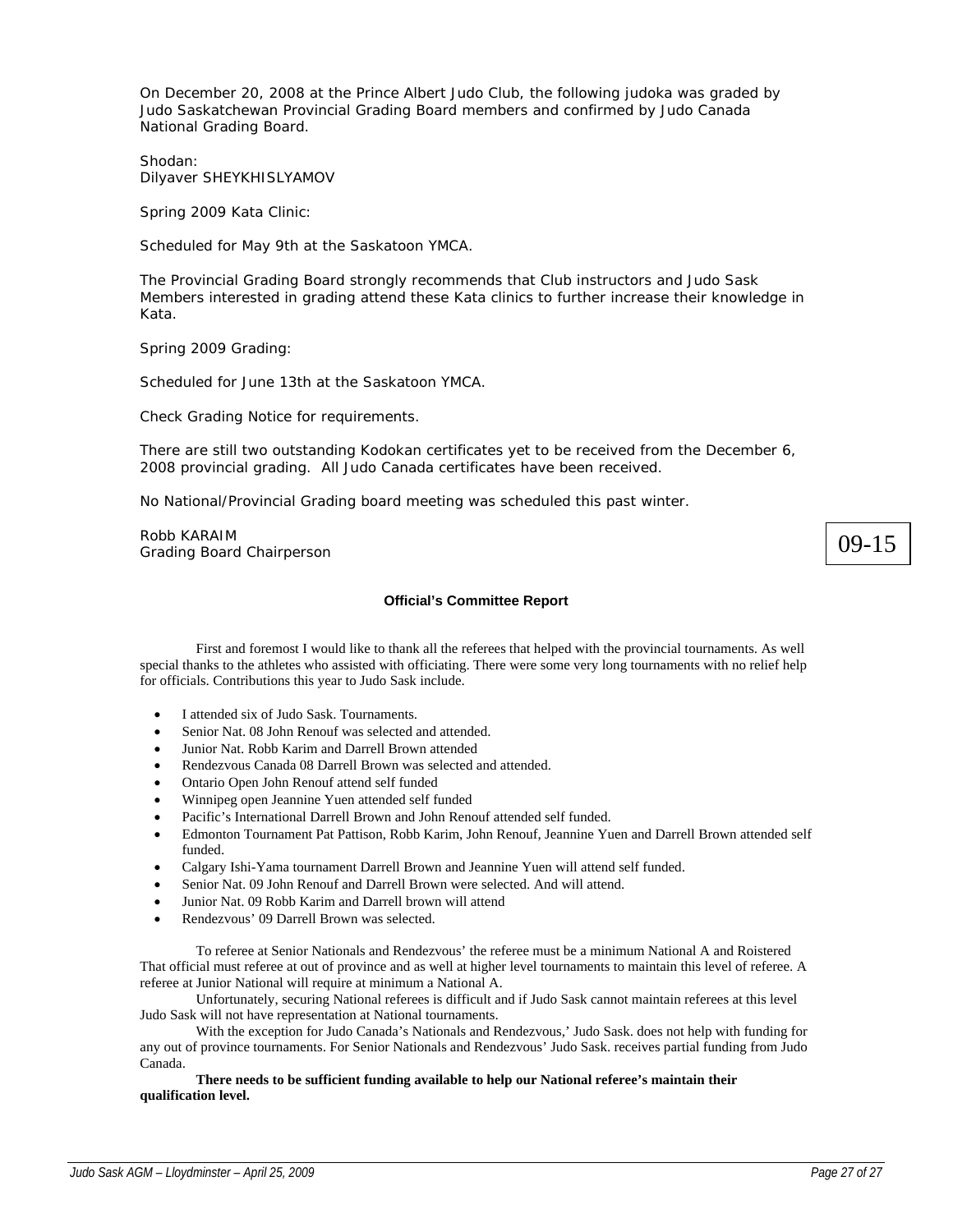On December 20, 2008 at the Prince Albert Judo Club, the following judoka was graded by Judo Saskatchewan Provincial Grading Board members and confirmed by Judo Canada National Grading Board.

Shodan:
Dilyaver SHEYKHISLYAMOV

Spring 2009 Kata Clinic:

Scheduled for May 9th at the Saskatoon YMCA.

The Provincial Grading Board strongly recommends that Club instructors and Judo Sask Members interested in grading attend these Kata clinics to further increase their knowledge in Kata.

Spring 2009 Grading:

Scheduled for June 13th at the Saskatoon YMCA.

Check Grading Notice for requirements.

There are still two outstanding Kodokan certificates yet to be received from the December 6, 2008 provincial grading. All Judo Canada certificates have been received.

No National/Provincial Grading board meeting was scheduled this past winter.

Robb KARAIM
Grading Board Chairperson

09-15

**Official's Committee Report**

First and foremost I would like to thank all the referees that helped with the provincial tournaments. As well special thanks to the athletes who assisted with officiating. There were some very long tournaments with no relief help for officials. Contributions this year to Judo Sask include.

- I attended six of Judo Sask. Tournaments.
- Senior Nat. 08 John Renouf was selected and attended.
- Junior Nat. Robb Karim and Darrell Brown attended
- Rendezvous Canada 08 Darrell Brown was selected and attended.
- Ontario Open John Renouf attend self funded
- Winnipeg open Jeannine Yuen attended self funded
- Pacific's International Darrell Brown and John Renouf attended self funded.
- Edmonton Tournament Pat Pattison, Robb Karim, John Renouf, Jeannine Yuen and Darrell Brown attended self funded.
- Calgary Ishi-Yama tournament Darrell Brown and Jeannine Yuen will attend self funded.
- Senior Nat. 09 John Renouf and Darrell Brown were selected. And will attend.
- Junior Nat. 09 Robb Karim and Darrell brown will attend
- Rendezvous' 09 Darrell Brown was selected.

To referee at Senior Nationals and Rendezvous' the referee must be a minimum National A and Roistered That official must referee at out of province and as well at higher level tournaments to maintain this level of referee. A referee at Junior National will require at minimum a National A.

Unfortunately, securing National referees is difficult and if Judo Sask cannot maintain referees at this level Judo Sask will not have representation at National tournaments.

With the exception for Judo Canada's Nationals and Rendezvous,' Judo Sask. does not help with funding for any out of province tournaments. For Senior Nationals and Rendezvous' Judo Sask. receives partial funding from Judo Canada.

**There needs to be sufficient funding available to help our National referee's maintain their qualification level.**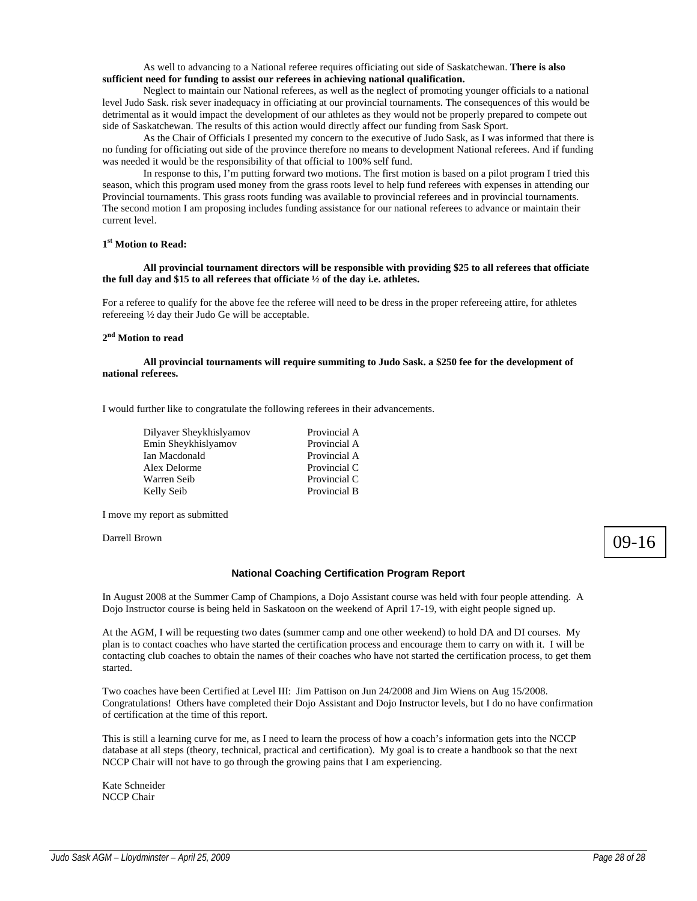As well to advancing to a National referee requires officiating out side of Saskatchewan. **There is also sufficient need for funding to assist our referees in achieving national qualification.**

Neglect to maintain our National referees, as well as the neglect of promoting younger officials to a national level Judo Sask. risk sever inadequacy in officiating at our provincial tournaments. The consequences of this would be detrimental as it would impact the development of our athletes as they would not be properly prepared to compete out side of Saskatchewan. The results of this action would directly affect our funding from Sask Sport.

As the Chair of Officials I presented my concern to the executive of Judo Sask, as I was informed that there is no funding for officiating out side of the province therefore no means to development National referees. And if funding was needed it would be the responsibility of that official to 100% self fund.

In response to this, I'm putting forward two motions. The first motion is based on a pilot program I tried this season, which this program used money from the grass roots level to help fund referees with expenses in attending our Provincial tournaments. This grass roots funding was available to provincial referees and in provincial tournaments. The second motion I am proposing includes funding assistance for our national referees to advance or maintain their current level.

**1st Motion to Read:**

**All provincial tournament directors will be responsible with providing $25 to all referees that officiate the full day and $15 to all referees that officiate ½ of the day i.e. athletes.**

For a referee to qualify for the above fee the referee will need to be dress in the proper refereeing attire, for athletes refereeing ½ day their Judo Ge will be acceptable.

**2nd Motion to read**

**All provincial tournaments will require summiting to Judo Sask. a $250 fee for the development of national referees.**

I would further like to congratulate the following referees in their advancements.

| | |
|---|---|
| Dilyaver Sheykhislyamov | Provincial A |
| Emin Sheykhislyamov | Provincial A |
| Ian Macdonald | Provincial A |
| Alex Delorme | Provincial C |
| Warren Seib | Provincial C |
| Kelly Seib | Provincial B |

I move my report as submitted

Darrell Brown

09-16

### National Coaching Certification Program Report

In August 2008 at the Summer Camp of Champions, a Dojo Assistant course was held with four people attending. A Dojo Instructor course is being held in Saskatoon on the weekend of April 17-19, with eight people signed up.

At the AGM, I will be requesting two dates (summer camp and one other weekend) to hold DA and DI courses. My plan is to contact coaches who have started the certification process and encourage them to carry on with it. I will be contacting club coaches to obtain the names of their coaches who have not started the certification process, to get them started.

Two coaches have been Certified at Level III: Jim Pattison on Jun 24/2008 and Jim Wiens on Aug 15/2008. Congratulations! Others have completed their Dojo Assistant and Dojo Instructor levels, but I do no have confirmation of certification at the time of this report.

This is still a learning curve for me, as I need to learn the process of how a coach's information gets into the NCCP database at all steps (theory, technical, practical and certification). My goal is to create a handbook so that the next NCCP Chair will not have to go through the growing pains that I am experiencing.

Kate Schneider
NCCP Chair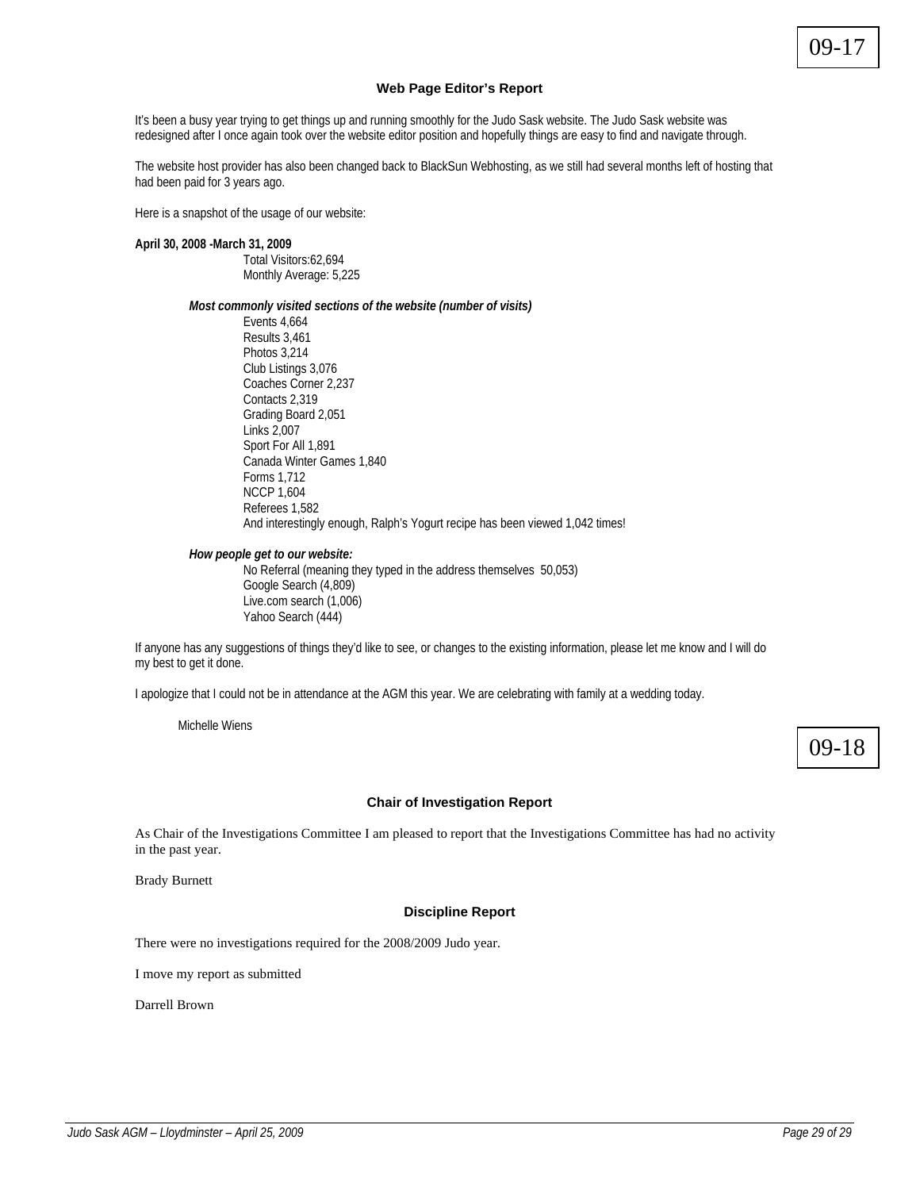09-17

### Web Page Editor's Report

It's been a busy year trying to get things up and running smoothly for the Judo Sask website. The Judo Sask website was redesigned after I once again took over the website editor position and hopefully things are easy to find and navigate through.

The website host provider has also been changed back to BlackSun Webhosting, as we still had several months left of hosting that had been paid for 3 years ago.

Here is a snapshot of the usage of our website:

**April 30, 2008 -March 31, 2009**

Total Visitors:62,694
Monthly Average: 5,225

***Most commonly visited sections of the website (number of visits)***

Events 4,664
Results 3,461
Photos 3,214
Club Listings 3,076
Coaches Corner 2,237
Contacts 2,319
Grading Board 2,051
Links 2,007
Sport For All 1,891
Canada Winter Games 1,840
Forms 1,712
NCCP 1,604
Referees 1,582
And interestingly enough, Ralph's Yogurt recipe has been viewed 1,042 times!

***How people get to our website:***

No Referral (meaning they typed in the address themselves 50,053)
Google Search (4,809)
Live.com search (1,006)
Yahoo Search (444)

If anyone has any suggestions of things they'd like to see, or changes to the existing information, please let me know and I will do my best to get it done.

I apologize that I could not be in attendance at the AGM this year. We are celebrating with family at a wedding today.

Michelle Wiens

09-18

### Chair of Investigation Report

As Chair of the Investigations Committee I am pleased to report that the Investigations Committee has had no activity in the past year.

Brady Burnett

### Discipline Report

There were no investigations required for the 2008/2009 Judo year.

I move my report as submitted

Darrell Brown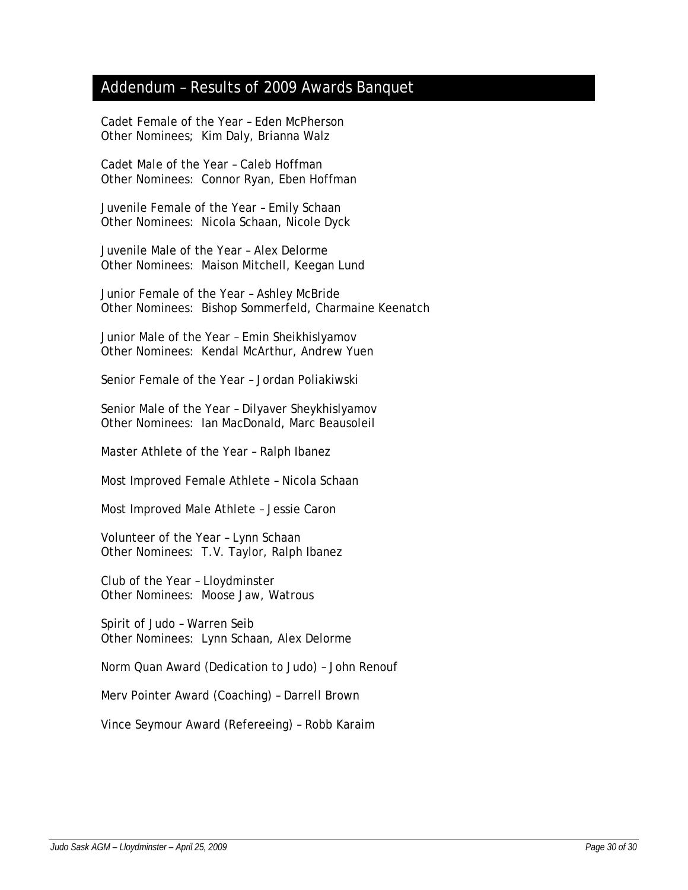## Addendum – Results of 2009 Awards Banquet

Cadet Female of the Year – Eden McPherson
Other Nominees; Kim Daly, Brianna Walz

Cadet Male of the Year – Caleb Hoffman
Other Nominees: Connor Ryan, Eben Hoffman

Juvenile Female of the Year – Emily Schaan
Other Nominees: Nicola Schaan, Nicole Dyck

Juvenile Male of the Year – Alex Delorme
Other Nominees: Maison Mitchell, Keegan Lund

Junior Female of the Year – Ashley McBride
Other Nominees: Bishop Sommerfeld, Charmaine Keenatch

Junior Male of the Year – Emin Sheikhislyamov
Other Nominees: Kendal McArthur, Andrew Yuen

Senior Female of the Year – Jordan Poliakiwski

Senior Male of the Year – Dilyaver Sheykhislyamov
Other Nominees: Ian MacDonald, Marc Beausoleil

Master Athlete of the Year – Ralph Ibanez

Most Improved Female Athlete – Nicola Schaan

Most Improved Male Athlete – Jessie Caron

Volunteer of the Year – Lynn Schaan
Other Nominees: T.V. Taylor, Ralph Ibanez

Club of the Year – Lloydminster
Other Nominees: Moose Jaw, Watrous

Spirit of Judo – Warren Seib
Other Nominees: Lynn Schaan, Alex Delorme

Norm Quan Award (Dedication to Judo) – John Renouf

Merv Pointer Award (Coaching) – Darrell Brown

Vince Seymour Award (Refereeing) – Robb Karaim